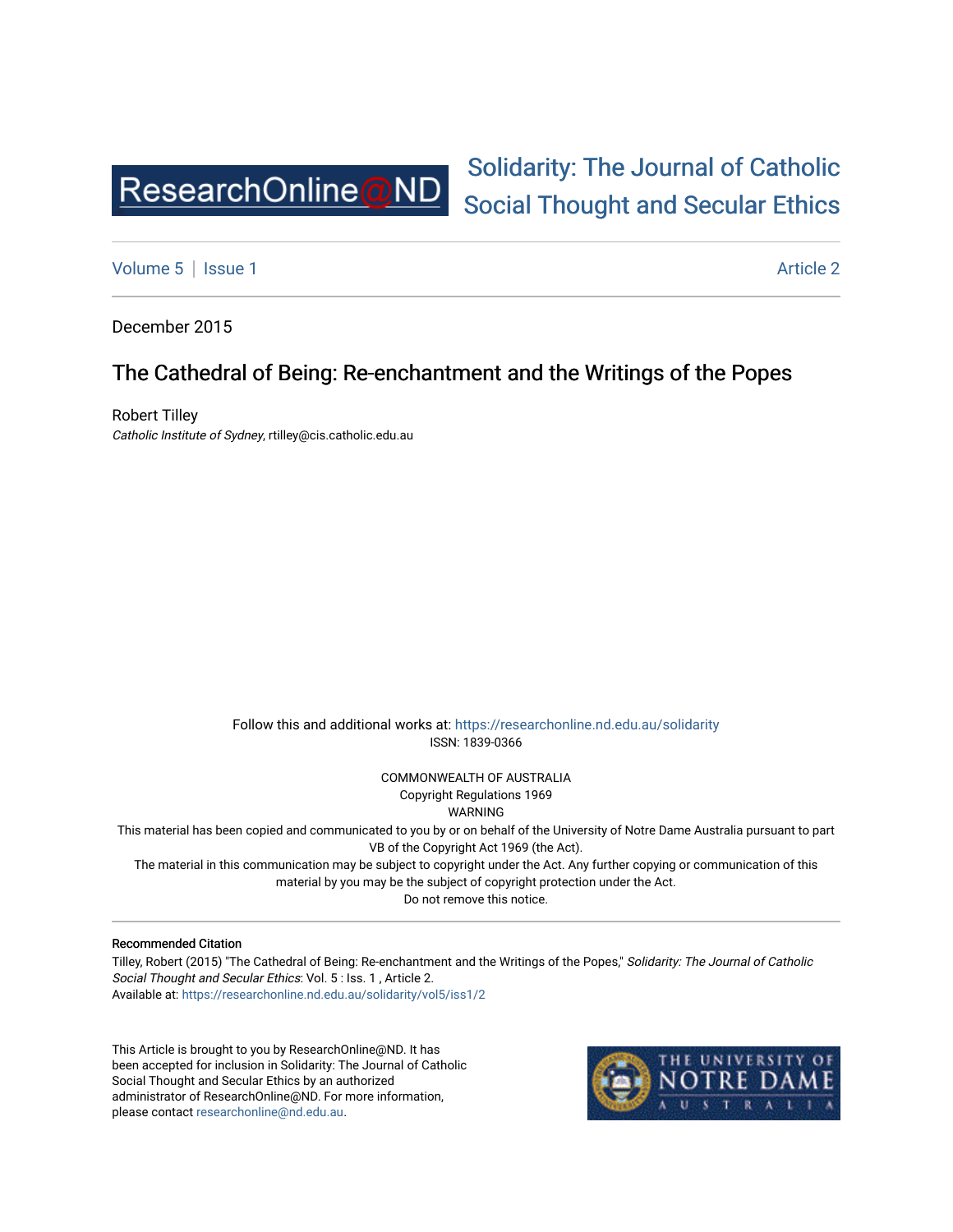ResearchOnline@ND

Solidarity: The Journal of Catholic Social Thought and Secular Ethics

Volume 5 | Issue 1 Article 2

December 2015

# The Cathedral of Being: Re-enchantment and the Writings of the Popes

Robert Tilley
*Catholic Institute of Sydney*, rtilley@cis.catholic.edu.au

Follow this and additional works at: https://researchonline.nd.edu.au/solidarity
ISSN: 1839-0366

COMMONWEALTH OF AUSTRALIA
Copyright Regulations 1969
WARNING
This material has been copied and communicated to you by or on behalf of the University of Notre Dame Australia pursuant to part VB of the Copyright Act 1969 (the Act).
The material in this communication may be subject to copyright under the Act. Any further copying or communication of this material by you may be the subject of copyright protection under the Act.
Do not remove this notice.

**Recommended Citation**
Tilley, Robert (2015) "The Cathedral of Being: Re-enchantment and the Writings of the Popes," *Solidarity: The Journal of Catholic Social Thought and Secular Ethics*: Vol. 5 : Iss. 1 , Article 2.
Available at: https://researchonline.nd.edu.au/solidarity/vol5/iss1/2

This Article is brought to you by ResearchOnline@ND. It has been accepted for inclusion in Solidarity: The Journal of Catholic Social Thought and Secular Ethics by an authorized administrator of ResearchOnline@ND. For more information, please contact researchonline@nd.edu.au.

THE UNIVERSITY OF NOTRE DAME AUSTRALIA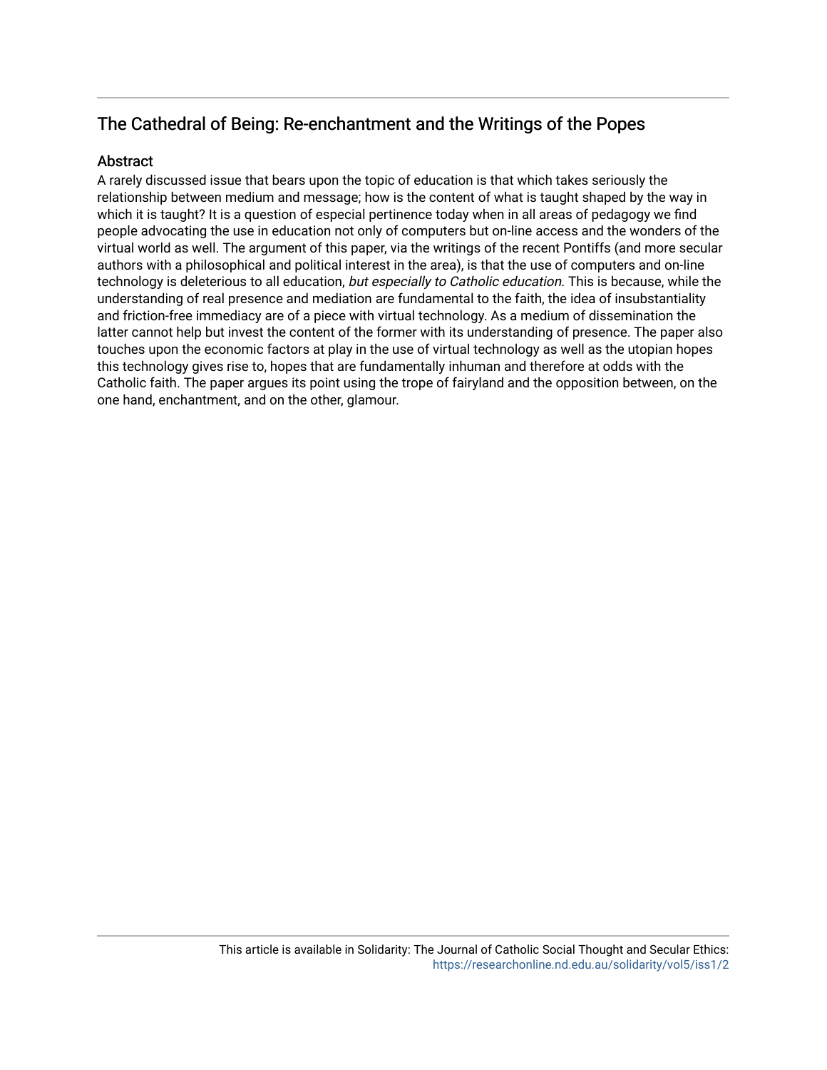## The Cathedral of Being: Re-enchantment and the Writings of the Popes

### Abstract

A rarely discussed issue that bears upon the topic of education is that which takes seriously the relationship between medium and message; how is the content of what is taught shaped by the way in which it is taught? It is a question of especial pertinence today when in all areas of pedagogy we find people advocating the use in education not only of computers but on-line access and the wonders of the virtual world as well. The argument of this paper, via the writings of the recent Pontiffs (and more secular authors with a philosophical and political interest in the area), is that the use of computers and on-line technology is deleterious to all education, *but especially to Catholic education*. This is because, while the understanding of real presence and mediation are fundamental to the faith, the idea of insubstantiality and friction-free immediacy are of a piece with virtual technology. As a medium of dissemination the latter cannot help but invest the content of the former with its understanding of presence. The paper also touches upon the economic factors at play in the use of virtual technology as well as the utopian hopes this technology gives rise to, hopes that are fundamentally inhuman and therefore at odds with the Catholic faith. The paper argues its point using the trope of fairyland and the opposition between, on the one hand, enchantment, and on the other, glamour.

This article is available in Solidarity: The Journal of Catholic Social Thought and Secular Ethics: https://researchonline.nd.edu.au/solidarity/vol5/iss1/2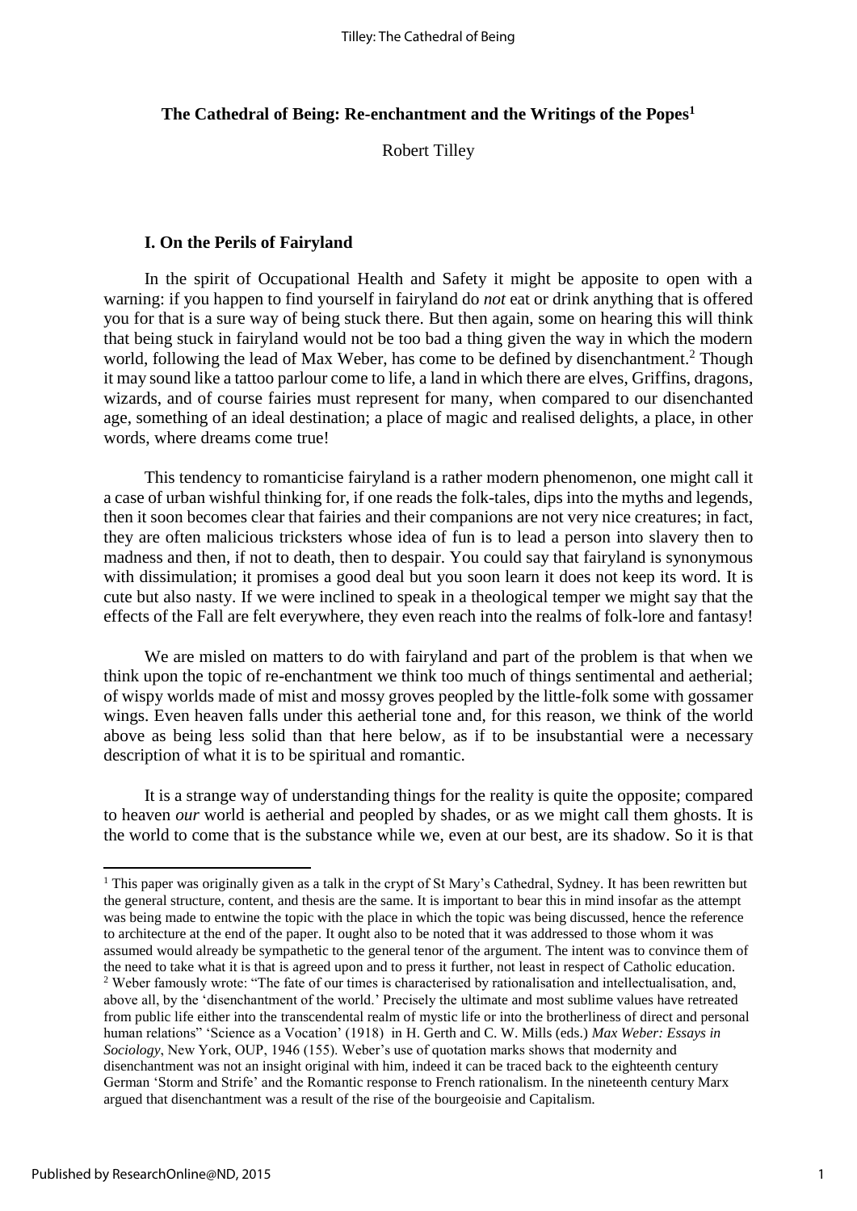## The Cathedral of Being: Re-enchantment and the Writings of the Popes[1]

Robert Tilley

### I. On the Perils of Fairyland

In the spirit of Occupational Health and Safety it might be apposite to open with a warning: if you happen to find yourself in fairyland do *not* eat or drink anything that is offered you for that is a sure way of being stuck there. But then again, some on hearing this will think that being stuck in fairyland would not be too bad a thing given the way in which the modern world, following the lead of Max Weber, has come to be defined by disenchantment.[2] Though it may sound like a tattoo parlour come to life, a land in which there are elves, Griffins, dragons, wizards, and of course fairies must represent for many, when compared to our disenchanted age, something of an ideal destination; a place of magic and realised delights, a place, in other words, where dreams come true!

This tendency to romanticise fairyland is a rather modern phenomenon, one might call it a case of urban wishful thinking for, if one reads the folk-tales, dips into the myths and legends, then it soon becomes clear that fairies and their companions are not very nice creatures; in fact, they are often malicious tricksters whose idea of fun is to lead a person into slavery then to madness and then, if not to death, then to despair. You could say that fairyland is synonymous with dissimulation; it promises a good deal but you soon learn it does not keep its word. It is cute but also nasty. If we were inclined to speak in a theological temper we might say that the effects of the Fall are felt everywhere, they even reach into the realms of folk-lore and fantasy!

We are misled on matters to do with fairyland and part of the problem is that when we think upon the topic of re-enchantment we think too much of things sentimental and aetherial; of wispy worlds made of mist and mossy groves peopled by the little-folk some with gossamer wings. Even heaven falls under this aetherial tone and, for this reason, we think of the world above as being less solid than that here below, as if to be insubstantial were a necessary description of what it is to be spiritual and romantic.

It is a strange way of understanding things for the reality is quite the opposite; compared to heaven *our* world is aetherial and peopled by shades, or as we might call them ghosts. It is the world to come that is the substance while we, even at our best, are its shadow. So it is that

---

[1] This paper was originally given as a talk in the crypt of St Mary's Cathedral, Sydney. It has been rewritten but the general structure, content, and thesis are the same. It is important to bear this in mind insofar as the attempt was being made to entwine the topic with the place in which the topic was being discussed, hence the reference to architecture at the end of the paper. It ought also to be noted that it was addressed to those whom it was assumed would already be sympathetic to the general tenor of the argument. The intent was to convince them of the need to take what it is that is agreed upon and to press it further, not least in respect of Catholic education.

[2] Weber famously wrote: "The fate of our times is characterised by rationalisation and intellectualisation, and, above all, by the 'disenchantment of the world.' Precisely the ultimate and most sublime values have retreated from public life either into the transcendental realm of mystic life or into the brotherliness of direct and personal human relations" 'Science as a Vocation' (1918) in H. Gerth and C. W. Mills (eds.) *Max Weber: Essays in Sociology*, New York, OUP, 1946 (155). Weber's use of quotation marks shows that modernity and disenchantment was not an insight original with him, indeed it can be traced back to the eighteenth century German 'Storm and Strife' and the Romantic response to French rationalism. In the nineteenth century Marx argued that disenchantment was a result of the rise of the bourgeoisie and Capitalism.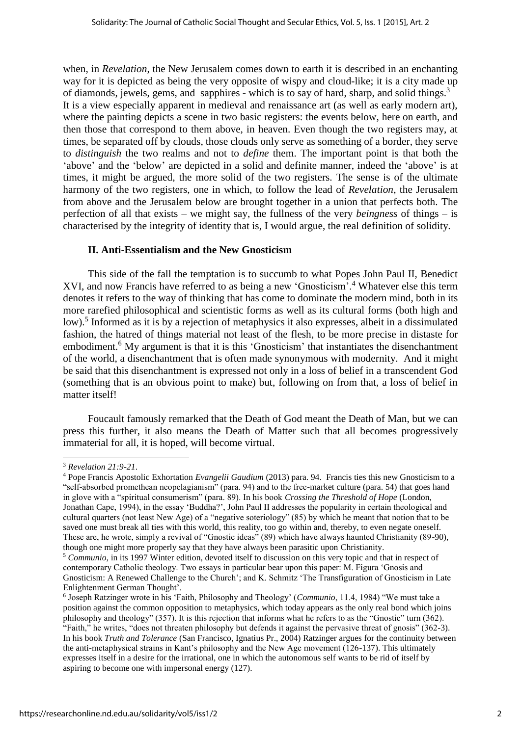when, in *Revelation*, the New Jerusalem comes down to earth it is described in an enchanting way for it is depicted as being the very opposite of wispy and cloud-like; it is a city made up of diamonds, jewels, gems, and sapphires - which is to say of hard, sharp, and solid things.[3] It is a view especially apparent in medieval and renaissance art (as well as early modern art), where the painting depicts a scene in two basic registers: the events below, here on earth, and then those that correspond to them above, in heaven. Even though the two registers may, at times, be separated off by clouds, those clouds only serve as something of a border, they serve to *distinguish* the two realms and not to *define* them. The important point is that both the 'above' and the 'below' are depicted in a solid and definite manner, indeed the 'above' is at times, it might be argued, the more solid of the two registers. The sense is of the ultimate harmony of the two registers, one in which, to follow the lead of *Revelation*, the Jerusalem from above and the Jerusalem below are brought together in a union that perfects both. The perfection of all that exists – we might say, the fullness of the very *beingness* of things – is characterised by the integrity of identity that is, I would argue, the real definition of solidity.

## II. Anti-Essentialism and the New Gnosticism

This side of the fall the temptation is to succumb to what Popes John Paul II, Benedict XVI, and now Francis have referred to as being a new 'Gnosticism'.[4] Whatever else this term denotes it refers to the way of thinking that has come to dominate the modern mind, both in its more rarefied philosophical and scientistic forms as well as its cultural forms (both high and low).[5] Informed as it is by a rejection of metaphysics it also expresses, albeit in a dissimulated fashion, the hatred of things material not least of the flesh, to be more precise in distaste for embodiment.[6] My argument is that it is this 'Gnosticism' that instantiates the disenchantment of the world, a disenchantment that is often made synonymous with modernity. And it might be said that this disenchantment is expressed not only in a loss of belief in a transcendent God (something that is an obvious point to make) but, following on from that, a loss of belief in matter itself!

Foucault famously remarked that the Death of God meant the Death of Man, but we can press this further, it also means the Death of Matter such that all becomes progressively immaterial for all, it is hoped, will become virtual.

---

[3] *Revelation 21:9-21*.

[4] Pope Francis Apostolic Exhortation *Evangelii Gaudium* (2013) para. 94. Francis ties this new Gnosticism to a "self-absorbed promethean neopelagianism" (para. 94) and to the free-market culture (para. 54) that goes hand in glove with a "spiritual consumerism" (para. 89). In his book *Crossing the Threshold of Hope* (London, Jonathan Cape, 1994), in the essay 'Buddha?', John Paul II addresses the popularity in certain theological and cultural quarters (not least New Age) of a "negative soteriology" (85) by which he meant that notion that to be saved one must break all ties with this world, this reality, too go within and, thereby, to even negate oneself. These are, he wrote, simply a revival of "Gnostic ideas" (89) which have always haunted Christianity (89-90), though one might more properly say that they have always been parasitic upon Christianity.

[5] *Communio*, in its 1997 Winter edition, devoted itself to discussion on this very topic and that in respect of contemporary Catholic theology. Two essays in particular bear upon this paper: M. Figura 'Gnosis and Gnosticism: A Renewed Challenge to the Church'; and K. Schmitz 'The Transfiguration of Gnosticism in Late Enlightenment German Thought'.

[6] Joseph Ratzinger wrote in his 'Faith, Philosophy and Theology' (*Communio*, 11.4, 1984) "We must take a position against the common opposition to metaphysics, which today appears as the only real bond which joins philosophy and theology" (357). It is this rejection that informs what he refers to as the "Gnostic" turn (362). "Faith," he writes, "does not threaten philosophy but defends it against the pervasive threat of gnosis" (362-3). In his book *Truth and Tolerance* (San Francisco, Ignatius Pr., 2004) Ratzinger argues for the continuity between the anti-metaphysical strains in Kant's philosophy and the New Age movement (126-137). This ultimately expresses itself in a desire for the irrational, one in which the autonomous self wants to be rid of itself by aspiring to become one with impersonal energy (127).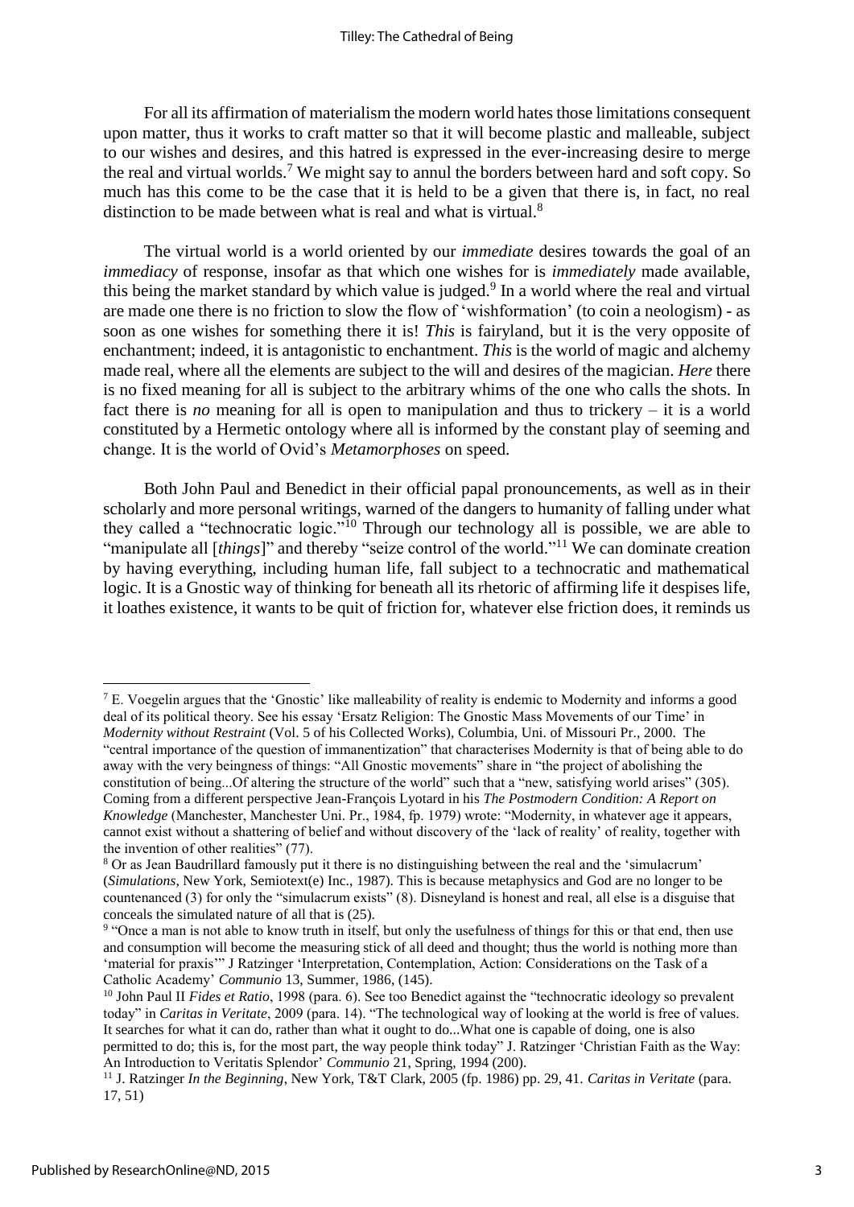For all its affirmation of materialism the modern world hates those limitations consequent upon matter, thus it works to craft matter so that it will become plastic and malleable, subject to our wishes and desires, and this hatred is expressed in the ever-increasing desire to merge the real and virtual worlds.[7] We might say to annul the borders between hard and soft copy. So much has this come to be the case that it is held to be a given that there is, in fact, no real distinction to be made between what is real and what is virtual.[8]

The virtual world is a world oriented by our *immediate* desires towards the goal of an *immediacy* of response, insofar as that which one wishes for is *immediately* made available, this being the market standard by which value is judged.[9] In a world where the real and virtual are made one there is no friction to slow the flow of 'wishformation' (to coin a neologism) - as soon as one wishes for something there it is! *This* is fairyland, but it is the very opposite of enchantment; indeed, it is antagonistic to enchantment. *This* is the world of magic and alchemy made real, where all the elements are subject to the will and desires of the magician. *Here* there is no fixed meaning for all is subject to the arbitrary whims of the one who calls the shots. In fact there is *no* meaning for all is open to manipulation and thus to trickery – it is a world constituted by a Hermetic ontology where all is informed by the constant play of seeming and change. It is the world of Ovid's *Metamorphoses* on speed.

Both John Paul and Benedict in their official papal pronouncements, as well as in their scholarly and more personal writings, warned of the dangers to humanity of falling under what they called a "technocratic logic."[10] Through our technology all is possible, we are able to "manipulate all [*things*]" and thereby "seize control of the world."[11] We can dominate creation by having everything, including human life, fall subject to a technocratic and mathematical logic. It is a Gnostic way of thinking for beneath all its rhetoric of affirming life it despises life, it loathes existence, it wants to be quit of friction for, whatever else friction does, it reminds us

---

[7] E. Voegelin argues that the 'Gnostic' like malleability of reality is endemic to Modernity and informs a good deal of its political theory. See his essay 'Ersatz Religion: The Gnostic Mass Movements of our Time' in *Modernity without Restraint* (Vol. 5 of his Collected Works), Columbia, Uni. of Missouri Pr., 2000. The "central importance of the question of immanentization" that characterises Modernity is that of being able to do away with the very beingness of things: "All Gnostic movements" share in "the project of abolishing the constitution of being...Of altering the structure of the world" such that a "new, satisfying world arises" (305). Coming from a different perspective Jean-François Lyotard in his *The Postmodern Condition: A Report on Knowledge* (Manchester, Manchester Uni. Pr., 1984, fp. 1979) wrote: "Modernity, in whatever age it appears, cannot exist without a shattering of belief and without discovery of the 'lack of reality' of reality, together with the invention of other realities" (77).

[8] Or as Jean Baudrillard famously put it there is no distinguishing between the real and the 'simulacrum' (*Simulations*, New York, Semiotext(e) Inc., 1987). This is because metaphysics and God are no longer to be countenanced (3) for only the "simulacrum exists" (8). Disneyland is honest and real, all else is a disguise that conceals the simulated nature of all that is (25).

[9] "Once a man is not able to know truth in itself, but only the usefulness of things for this or that end, then use and consumption will become the measuring stick of all deed and thought; thus the world is nothing more than 'material for praxis'" J Ratzinger 'Interpretation, Contemplation, Action: Considerations on the Task of a Catholic Academy' *Communio* 13, Summer, 1986, (145).

[10] John Paul II *Fides et Ratio*, 1998 (para. 6). See too Benedict against the "technocratic ideology so prevalent today" in *Caritas in Veritate*, 2009 (para. 14). "The technological way of looking at the world is free of values. It searches for what it can do, rather than what it ought to do...What one is capable of doing, one is also permitted to do; this is, for the most part, the way people think today" J. Ratzinger 'Christian Faith as the Way: An Introduction to Veritatis Splendor' *Communio* 21, Spring, 1994 (200).

[11] J. Ratzinger *In the Beginning*, New York, T&T Clark, 2005 (fp. 1986) pp. 29, 41. *Caritas in Veritate* (para. 17, 51)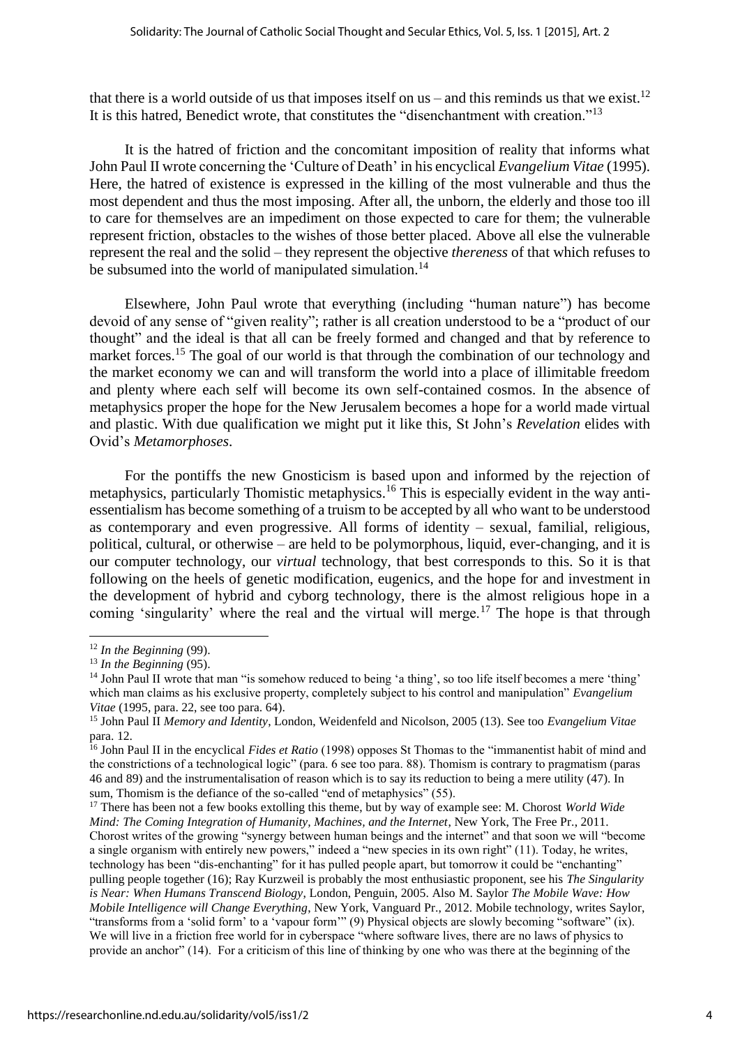that there is a world outside of us that imposes itself on us – and this reminds us that we exist.[12] It is this hatred, Benedict wrote, that constitutes the "disenchantment with creation."[13]

It is the hatred of friction and the concomitant imposition of reality that informs what John Paul II wrote concerning the 'Culture of Death' in his encyclical *Evangelium Vitae* (1995). Here, the hatred of existence is expressed in the killing of the most vulnerable and thus the most dependent and thus the most imposing. After all, the unborn, the elderly and those too ill to care for themselves are an impediment on those expected to care for them; the vulnerable represent friction, obstacles to the wishes of those better placed. Above all else the vulnerable represent the real and the solid – they represent the objective *thereness* of that which refuses to be subsumed into the world of manipulated simulation.[14]

Elsewhere, John Paul wrote that everything (including "human nature") has become devoid of any sense of "given reality"; rather is all creation understood to be a "product of our thought" and the ideal is that all can be freely formed and changed and that by reference to market forces.[15] The goal of our world is that through the combination of our technology and the market economy we can and will transform the world into a place of illimitable freedom and plenty where each self will become its own self-contained cosmos. In the absence of metaphysics proper the hope for the New Jerusalem becomes a hope for a world made virtual and plastic. With due qualification we might put it like this, St John's *Revelation* elides with Ovid's *Metamorphoses*.

For the pontiffs the new Gnosticism is based upon and informed by the rejection of metaphysics, particularly Thomistic metaphysics.[16] This is especially evident in the way anti-essentialism has become something of a truism to be accepted by all who want to be understood as contemporary and even progressive. All forms of identity – sexual, familial, religious, political, cultural, or otherwise – are held to be polymorphous, liquid, ever-changing, and it is our computer technology, our *virtual* technology, that best corresponds to this. So it is that following on the heels of genetic modification, eugenics, and the hope for and investment in the development of hybrid and cyborg technology, there is the almost religious hope in a coming 'singularity' where the real and the virtual will merge.[17] The hope is that through

---

[12] *In the Beginning* (99).

[13] *In the Beginning* (95).

[14] John Paul II wrote that man "is somehow reduced to being 'a thing', so too life itself becomes a mere 'thing' which man claims as his exclusive property, completely subject to his control and manipulation" *Evangelium Vitae* (1995, para. 22, see too para. 64).

[15] John Paul II *Memory and Identity*, London, Weidenfeld and Nicolson, 2005 (13). See too *Evangelium Vitae* para. 12.

[16] John Paul II in the encyclical *Fides et Ratio* (1998) opposes St Thomas to the "immanentist habit of mind and the constrictions of a technological logic" (para. 6 see too para. 88). Thomism is contrary to pragmatism (paras 46 and 89) and the instrumentalisation of reason which is to say its reduction to being a mere utility (47). In sum, Thomism is the defiance of the so-called "end of metaphysics" (55).

[17] There has been not a few books extolling this theme, but by way of example see: M. Chorost *World Wide Mind: The Coming Integration of Humanity, Machines, and the Internet*, New York, The Free Pr., 2011. Chorost writes of the growing "synergy between human beings and the internet" and that soon we will "become a single organism with entirely new powers," indeed a "new species in its own right" (11). Today, he writes, technology has been "dis-enchanting" for it has pulled people apart, but tomorrow it could be "enchanting" pulling people together (16); Ray Kurzweil is probably the most enthusiastic proponent, see his *The Singularity is Near: When Humans Transcend Biology*, London, Penguin, 2005. Also M. Saylor *The Mobile Wave: How Mobile Intelligence will Change Everything*, New York, Vanguard Pr., 2012. Mobile technology, writes Saylor, "transforms from a 'solid form' to a 'vapour form'" (9) Physical objects are slowly becoming "software" (ix). We will live in a friction free world for in cyberspace "where software lives, there are no laws of physics to provide an anchor" (14). For a criticism of this line of thinking by one who was there at the beginning of the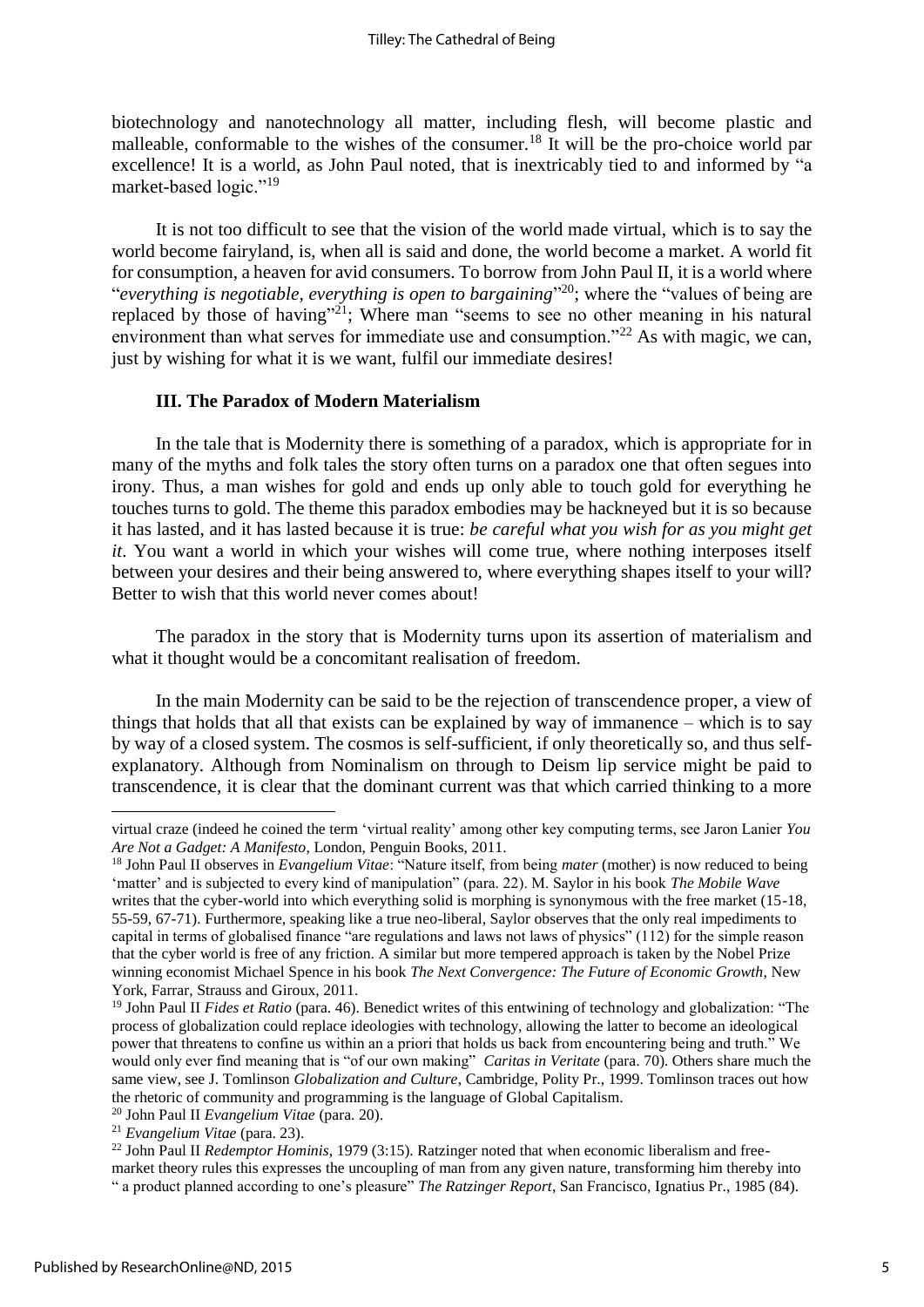biotechnology and nanotechnology all matter, including flesh, will become plastic and malleable, conformable to the wishes of the consumer.[18] It will be the pro-choice world par excellence! It is a world, as John Paul noted, that is inextricably tied to and informed by "a market-based logic."[19]

It is not too difficult to see that the vision of the world made virtual, which is to say the world become fairyland, is, when all is said and done, the world become a market. A world fit for consumption, a heaven for avid consumers. To borrow from John Paul II, it is a world where "*everything is negotiable, everything is open to bargaining*"[20]; where the "values of being are replaced by those of having"[21]; Where man "seems to see no other meaning in his natural environment than what serves for immediate use and consumption."[22] As with magic, we can, just by wishing for what it is we want, fulfil our immediate desires!

### III. The Paradox of Modern Materialism

In the tale that is Modernity there is something of a paradox, which is appropriate for in many of the myths and folk tales the story often turns on a paradox one that often segues into irony. Thus, a man wishes for gold and ends up only able to touch gold for everything he touches turns to gold. The theme this paradox embodies may be hackneyed but it is so because it has lasted, and it has lasted because it is true: *be careful what you wish for as you might get it*. You want a world in which your wishes will come true, where nothing interposes itself between your desires and their being answered to, where everything shapes itself to your will? Better to wish that this world never comes about!

The paradox in the story that is Modernity turns upon its assertion of materialism and what it thought would be a concomitant realisation of freedom.

In the main Modernity can be said to be the rejection of transcendence proper, a view of things that holds that all that exists can be explained by way of immanence – which is to say by way of a closed system. The cosmos is self-sufficient, if only theoretically so, and thus self-explanatory. Although from Nominalism on through to Deism lip service might be paid to transcendence, it is clear that the dominant current was that which carried thinking to a more

---

virtual craze (indeed he coined the term 'virtual reality' among other key computing terms, see Jaron Lanier *You Are Not a Gadget: A Manifesto*, London, Penguin Books, 2011.

[18] John Paul II observes in *Evangelium Vitae*: "Nature itself, from being *mater* (mother) is now reduced to being 'matter' and is subjected to every kind of manipulation" (para. 22). M. Saylor in his book *The Mobile Wave* writes that the cyber-world into which everything solid is morphing is synonymous with the free market (15-18, 55-59, 67-71). Furthermore, speaking like a true neo-liberal, Saylor observes that the only real impediments to capital in terms of globalised finance "are regulations and laws not laws of physics" (112) for the simple reason that the cyber world is free of any friction. A similar but more tempered approach is taken by the Nobel Prize winning economist Michael Spence in his book *The Next Convergence: The Future of Economic Growth*, New York, Farrar, Strauss and Giroux, 2011.

[19] John Paul II *Fides et Ratio* (para. 46). Benedict writes of this entwining of technology and globalization: "The process of globalization could replace ideologies with technology, allowing the latter to become an ideological power that threatens to confine us within an a priori that holds us back from encountering being and truth." We would only ever find meaning that is "of our own making" *Caritas in Veritate* (para. 70). Others share much the same view, see J. Tomlinson *Globalization and Culture*, Cambridge, Polity Pr., 1999. Tomlinson traces out how the rhetoric of community and programming is the language of Global Capitalism.

[20] John Paul II *Evangelium Vitae* (para. 20).

[21] *Evangelium Vitae* (para. 23).

[22] John Paul II *Redemptor Hominis*, 1979 (3:15). Ratzinger noted that when economic liberalism and free-market theory rules this expresses the uncoupling of man from any given nature, transforming him thereby into " a product planned according to one's pleasure" *The Ratzinger Report*, San Francisco, Ignatius Pr., 1985 (84).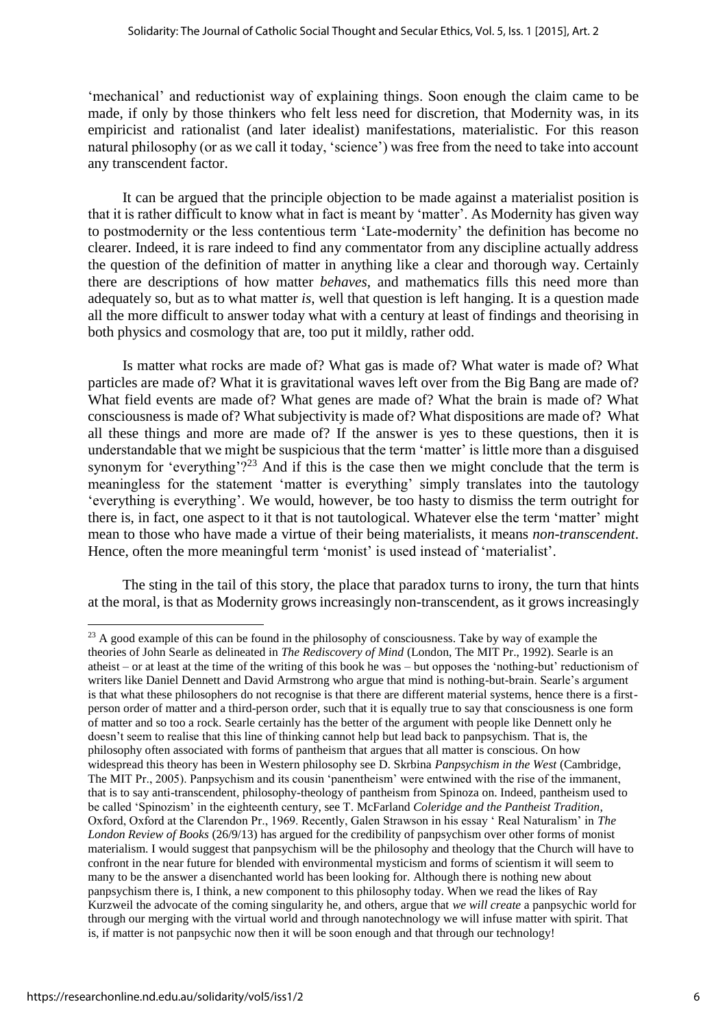'mechanical' and reductionist way of explaining things. Soon enough the claim came to be made, if only by those thinkers who felt less need for discretion, that Modernity was, in its empiricist and rationalist (and later idealist) manifestations, materialistic. For this reason natural philosophy (or as we call it today, 'science') was free from the need to take into account any transcendent factor.

It can be argued that the principle objection to be made against a materialist position is that it is rather difficult to know what in fact is meant by 'matter'. As Modernity has given way to postmodernity or the less contentious term 'Late-modernity' the definition has become no clearer. Indeed, it is rare indeed to find any commentator from any discipline actually address the question of the definition of matter in anything like a clear and thorough way. Certainly there are descriptions of how matter *behaves*, and mathematics fills this need more than adequately so, but as to what matter *is*, well that question is left hanging. It is a question made all the more difficult to answer today what with a century at least of findings and theorising in both physics and cosmology that are, too put it mildly, rather odd.

Is matter what rocks are made of? What gas is made of? What water is made of? What particles are made of? What it is gravitational waves left over from the Big Bang are made of? What field events are made of? What genes are made of? What the brain is made of? What consciousness is made of? What subjectivity is made of? What dispositions are made of? What all these things and more are made of? If the answer is yes to these questions, then it is understandable that we might be suspicious that the term 'matter' is little more than a disguised synonym for 'everything'?[23] And if this is the case then we might conclude that the term is meaningless for the statement 'matter is everything' simply translates into the tautology 'everything is everything'. We would, however, be too hasty to dismiss the term outright for there is, in fact, one aspect to it that is not tautological. Whatever else the term 'matter' might mean to those who have made a virtue of their being materialists, it means *non-transcendent*. Hence, often the more meaningful term 'monist' is used instead of 'materialist'.

The sting in the tail of this story, the place that paradox turns to irony, the turn that hints at the moral, is that as Modernity grows increasingly non-transcendent, as it grows increasingly

---

[23] A good example of this can be found in the philosophy of consciousness. Take by way of example the theories of John Searle as delineated in *The Rediscovery of Mind* (London, The MIT Pr., 1992). Searle is an atheist – or at least at the time of the writing of this book he was – but opposes the 'nothing-but' reductionism of writers like Daniel Dennett and David Armstrong who argue that mind is nothing-but-brain. Searle's argument is that what these philosophers do not recognise is that there are different material systems, hence there is a first-person order of matter and a third-person order, such that it is equally true to say that consciousness is one form of matter and so too a rock. Searle certainly has the better of the argument with people like Dennett only he doesn't seem to realise that this line of thinking cannot help but lead back to panpsychism. That is, the philosophy often associated with forms of pantheism that argues that all matter is conscious. On how widespread this theory has been in Western philosophy see D. Skrbina *Panpsychism in the West* (Cambridge, The MIT Pr., 2005). Panpsychism and its cousin 'panentheism' were entwined with the rise of the immanent, that is to say anti-transcendent, philosophy-theology of pantheism from Spinoza on. Indeed, pantheism used to be called 'Spinozism' in the eighteenth century, see T. McFarland *Coleridge and the Pantheist Tradition*, Oxford, Oxford at the Clarendon Pr., 1969. Recently, Galen Strawson in his essay ' Real Naturalism' in *The London Review of Books* (26/9/13) has argued for the credibility of panpsychism over other forms of monist materialism. I would suggest that panpsychism will be the philosophy and theology that the Church will have to confront in the near future for blended with environmental mysticism and forms of scientism it will seem to many to be the answer a disenchanted world has been looking for. Although there is nothing new about panpsychism there is, I think, a new component to this philosophy today. When we read the likes of Ray Kurzweil the advocate of the coming singularity he, and others, argue that *we will create* a panpsychic world for through our merging with the virtual world and through nanotechnology we will infuse matter with spirit. That is, if matter is not panpsychic now then it will be soon enough and that through our technology!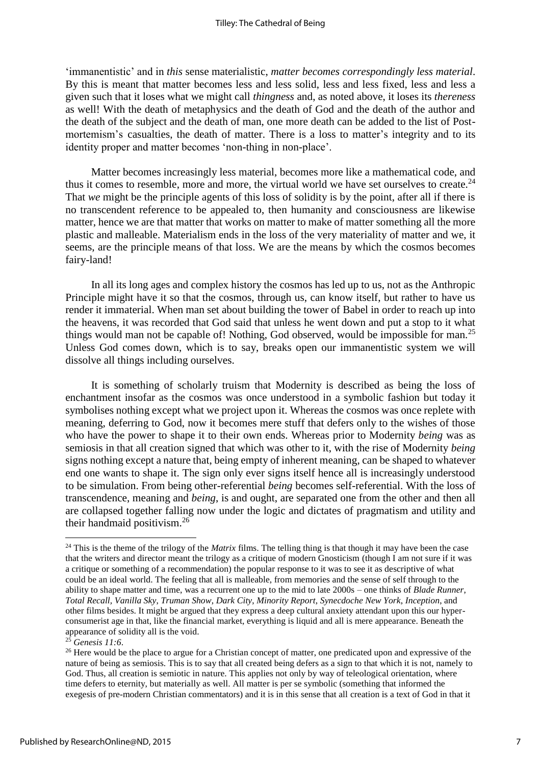'immanentistic' and in *this* sense materialistic, *matter becomes correspondingly less material*. By this is meant that matter becomes less and less solid, less and less fixed, less and less a given such that it loses what we might call *thingness* and, as noted above, it loses its *thereness* as well! With the death of metaphysics and the death of God and the death of the author and the death of the subject and the death of man, one more death can be added to the list of Post-mortemism's casualties, the death of matter. There is a loss to matter's integrity and to its identity proper and matter becomes 'non-thing in non-place'.

Matter becomes increasingly less material, becomes more like a mathematical code, and thus it comes to resemble, more and more, the virtual world we have set ourselves to create.[24] That *we* might be the principle agents of this loss of solidity is by the point, after all if there is no transcendent reference to be appealed to, then humanity and consciousness are likewise matter, hence we are that matter that works on matter to make of matter something all the more plastic and malleable. Materialism ends in the loss of the very materiality of matter and we, it seems, are the principle means of that loss. We are the means by which the cosmos becomes fairy-land!

In all its long ages and complex history the cosmos has led up to us, not as the Anthropic Principle might have it so that the cosmos, through us, can know itself, but rather to have us render it immaterial. When man set about building the tower of Babel in order to reach up into the heavens, it was recorded that God said that unless he went down and put a stop to it what things would man not be capable of! Nothing, God observed, would be impossible for man.[25] Unless God comes down, which is to say, breaks open our immanentistic system we will dissolve all things including ourselves.

It is something of scholarly truism that Modernity is described as being the loss of enchantment insofar as the cosmos was once understood in a symbolic fashion but today it symbolises nothing except what we project upon it. Whereas the cosmos was once replete with meaning, deferring to God, now it becomes mere stuff that defers only to the wishes of those who have the power to shape it to their own ends. Whereas prior to Modernity *being* was as semiosis in that all creation signed that which was other to it, with the rise of Modernity *being* signs nothing except a nature that, being empty of inherent meaning, can be shaped to whatever end one wants to shape it. The sign only ever signs itself hence all is increasingly understood to be simulation. From being other-referential *being* becomes self-referential. With the loss of transcendence, meaning and *being*, is and ought, are separated one from the other and then all are collapsed together falling now under the logic and dictates of pragmatism and utility and their handmaid positivism.[26]

---

[24] This is the theme of the trilogy of the *Matrix* films. The telling thing is that though it may have been the case that the writers and director meant the trilogy as a critique of modern Gnosticism (though I am not sure if it was a critique or something of a recommendation) the popular response to it was to see it as descriptive of what could be an ideal world. The feeling that all is malleable, from memories and the sense of self through to the ability to shape matter and time, was a recurrent one up to the mid to late 2000s – one thinks of *Blade Runner*, *Total Recall*, *Vanilla Sky*, *Truman Show*, *Dark City*, *Minority Report*, *Synecdoche New York*, *Inception*, and other films besides. It might be argued that they express a deep cultural anxiety attendant upon this our hyper-consumerist age in that, like the financial market, everything is liquid and all is mere appearance. Beneath the appearance of solidity all is the void.

[25] *Genesis 11:6*.

[26] Here would be the place to argue for a Christian concept of matter, one predicated upon and expressive of the nature of being as semiosis. This is to say that all created being defers as a sign to that which it is not, namely to God. Thus, all creation is semiotic in nature. This applies not only by way of teleological orientation, where time defers to eternity, but materially as well. All matter is per se symbolic (something that informed the exegesis of pre-modern Christian commentators) and it is in this sense that all creation is a text of God in that it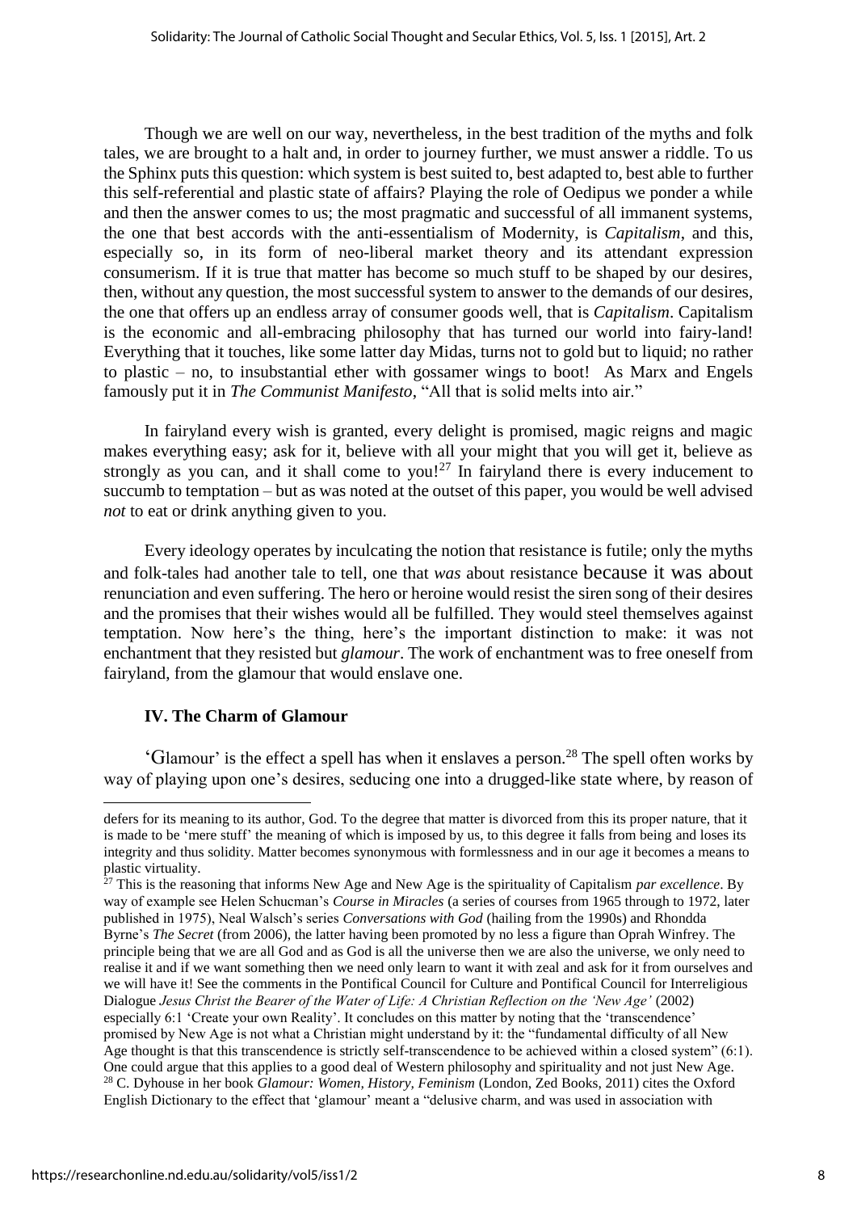Though we are well on our way, nevertheless, in the best tradition of the myths and folk tales, we are brought to a halt and, in order to journey further, we must answer a riddle. To us the Sphinx puts this question: which system is best suited to, best adapted to, best able to further this self-referential and plastic state of affairs? Playing the role of Oedipus we ponder a while and then the answer comes to us; the most pragmatic and successful of all immanent systems, the one that best accords with the anti-essentialism of Modernity, is *Capitalism*, and this, especially so, in its form of neo-liberal market theory and its attendant expression consumerism. If it is true that matter has become so much stuff to be shaped by our desires, then, without any question, the most successful system to answer to the demands of our desires, the one that offers up an endless array of consumer goods well, that is *Capitalism*. Capitalism is the economic and all-embracing philosophy that has turned our world into fairy-land! Everything that it touches, like some latter day Midas, turns not to gold but to liquid; no rather to plastic – no, to insubstantial ether with gossamer wings to boot! As Marx and Engels famously put it in *The Communist Manifesto*, "All that is solid melts into air."

In fairyland every wish is granted, every delight is promised, magic reigns and magic makes everything easy; ask for it, believe with all your might that you will get it, believe as strongly as you can, and it shall come to you![27] In fairyland there is every inducement to succumb to temptation – but as was noted at the outset of this paper, you would be well advised *not* to eat or drink anything given to you.

Every ideology operates by inculcating the notion that resistance is futile; only the myths and folk-tales had another tale to tell, one that *was* about resistance because it was about renunciation and even suffering. The hero or heroine would resist the siren song of their desires and the promises that their wishes would all be fulfilled. They would steel themselves against temptation. Now here's the thing, here's the important distinction to make: it was not enchantment that they resisted but *glamour*. The work of enchantment was to free oneself from fairyland, from the glamour that would enslave one.

## IV. The Charm of Glamour

'Glamour' is the effect a spell has when it enslaves a person.[28] The spell often works by way of playing upon one's desires, seducing one into a drugged-like state where, by reason of

---

defers for its meaning to its author, God. To the degree that matter is divorced from this its proper nature, that it is made to be 'mere stuff' the meaning of which is imposed by us, to this degree it falls from being and loses its integrity and thus solidity. Matter becomes synonymous with formlessness and in our age it becomes a means to plastic virtuality.

[27] This is the reasoning that informs New Age and New Age is the spirituality of Capitalism *par excellence*. By way of example see Helen Schucman's *Course in Miracles* (a series of courses from 1965 through to 1972, later published in 1975), Neal Walsch's series *Conversations with God* (hailing from the 1990s) and Rhondda Byrne's *The Secret* (from 2006), the latter having been promoted by no less a figure than Oprah Winfrey. The principle being that we are all God and as God is all the universe then we are also the universe, we only need to realise it and if we want something then we need only learn to want it with zeal and ask for it from ourselves and we will have it! See the comments in the Pontifical Council for Culture and Pontifical Council for Interreligious Dialogue *Jesus Christ the Bearer of the Water of Life: A Christian Reflection on the 'New Age'* (2002) especially 6:1 'Create your own Reality'. It concludes on this matter by noting that the 'transcendence' promised by New Age is not what a Christian might understand by it: the "fundamental difficulty of all New Age thought is that this transcendence is strictly self-transcendence to be achieved within a closed system" (6:1). One could argue that this applies to a good deal of Western philosophy and spirituality and not just New Age.

[28] C. Dyhouse in her book *Glamour: Women, History, Feminism* (London, Zed Books, 2011) cites the Oxford English Dictionary to the effect that 'glamour' meant a "delusive charm, and was used in association with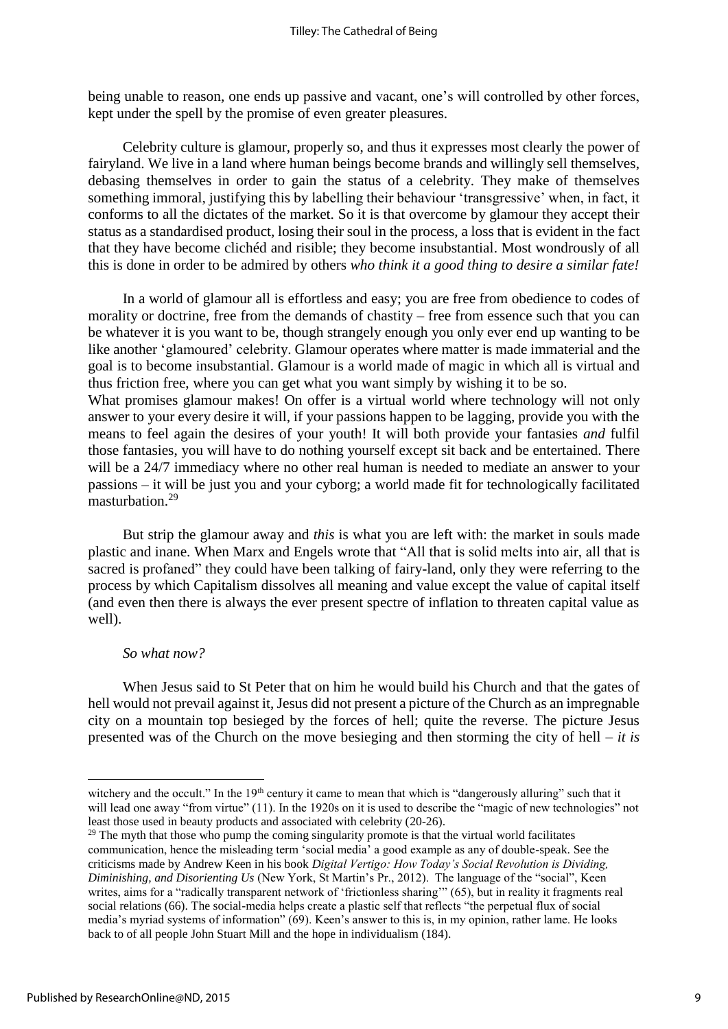being unable to reason, one ends up passive and vacant, one's will controlled by other forces, kept under the spell by the promise of even greater pleasures.

Celebrity culture is glamour, properly so, and thus it expresses most clearly the power of fairyland. We live in a land where human beings become brands and willingly sell themselves, debasing themselves in order to gain the status of a celebrity. They make of themselves something immoral, justifying this by labelling their behaviour 'transgressive' when, in fact, it conforms to all the dictates of the market. So it is that overcome by glamour they accept their status as a standardised product, losing their soul in the process, a loss that is evident in the fact that they have become clichéd and risible; they become insubstantial. Most wondrously of all this is done in order to be admired by others *who think it a good thing to desire a similar fate!*

In a world of glamour all is effortless and easy; you are free from obedience to codes of morality or doctrine, free from the demands of chastity – free from essence such that you can be whatever it is you want to be, though strangely enough you only ever end up wanting to be like another 'glamoured' celebrity. Glamour operates where matter is made immaterial and the goal is to become insubstantial. Glamour is a world made of magic in which all is virtual and thus friction free, where you can get what you want simply by wishing it to be so.
What promises glamour makes! On offer is a virtual world where technology will not only answer to your every desire it will, if your passions happen to be lagging, provide you with the means to feel again the desires of your youth! It will both provide your fantasies *and* fulfil those fantasies, you will have to do nothing yourself except sit back and be entertained. There will be a 24/7 immediacy where no other real human is needed to mediate an answer to your passions – it will be just you and your cyborg; a world made fit for technologically facilitated masturbation.[29]

But strip the glamour away and *this* is what you are left with: the market in souls made plastic and inane. When Marx and Engels wrote that "All that is solid melts into air, all that is sacred is profaned" they could have been talking of fairy-land, only they were referring to the process by which Capitalism dissolves all meaning and value except the value of capital itself (and even then there is always the ever present spectre of inflation to threaten capital value as well).

*So what now?*

When Jesus said to St Peter that on him he would build his Church and that the gates of hell would not prevail against it, Jesus did not present a picture of the Church as an impregnable city on a mountain top besieged by the forces of hell; quite the reverse. The picture Jesus presented was of the Church on the move besieging and then storming the city of hell – *it is*

---

witchery and the occult." In the 19th century it came to mean that which is "dangerously alluring" such that it will lead one away "from virtue" (11). In the 1920s on it is used to describe the "magic of new technologies" not least those used in beauty products and associated with celebrity (20-26).

[29] The myth that those who pump the coming singularity promote is that the virtual world facilitates communication, hence the misleading term 'social media' a good example as any of double-speak. See the criticisms made by Andrew Keen in his book *Digital Vertigo: How Today's Social Revolution is Dividing, Diminishing, and Disorienting Us* (New York, St Martin's Pr., 2012). The language of the "social", Keen writes, aims for a "radically transparent network of 'frictionless sharing'" (65), but in reality it fragments real social relations (66). The social-media helps create a plastic self that reflects "the perpetual flux of social media's myriad systems of information" (69). Keen's answer to this is, in my opinion, rather lame. He looks back to of all people John Stuart Mill and the hope in individualism (184).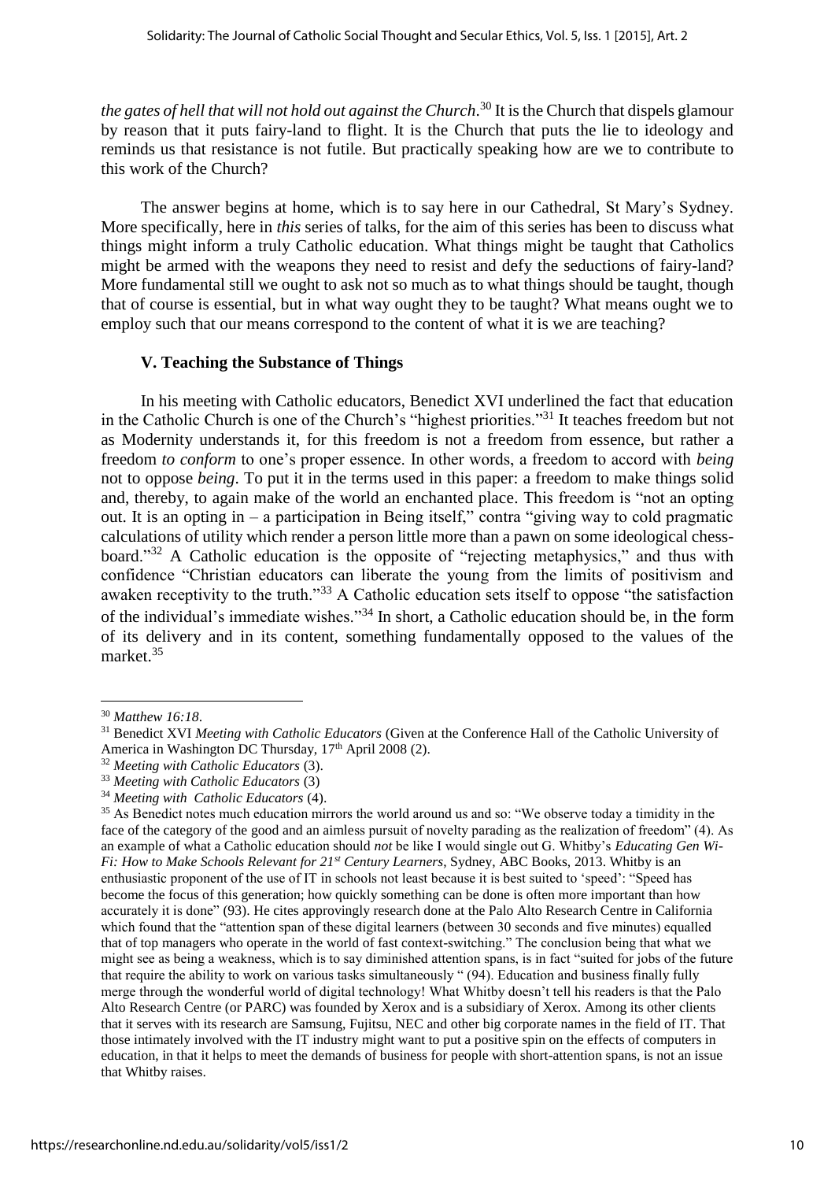*the gates of hell that will not hold out against the Church*.[30] It is the Church that dispels glamour by reason that it puts fairy-land to flight. It is the Church that puts the lie to ideology and reminds us that resistance is not futile. But practically speaking how are we to contribute to this work of the Church?

The answer begins at home, which is to say here in our Cathedral, St Mary's Sydney. More specifically, here in *this* series of talks, for the aim of this series has been to discuss what things might inform a truly Catholic education. What things might be taught that Catholics might be armed with the weapons they need to resist and defy the seductions of fairy-land? More fundamental still we ought to ask not so much as to what things should be taught, though that of course is essential, but in what way ought they to be taught? What means ought we to employ such that our means correspond to the content of what it is we are teaching?

### V. Teaching the Substance of Things

In his meeting with Catholic educators, Benedict XVI underlined the fact that education in the Catholic Church is one of the Church's "highest priorities."[31] It teaches freedom but not as Modernity understands it, for this freedom is not a freedom from essence, but rather a freedom *to conform* to one's proper essence. In other words, a freedom to accord with *being* not to oppose *being*. To put it in the terms used in this paper: a freedom to make things solid and, thereby, to again make of the world an enchanted place. This freedom is "not an opting out. It is an opting in – a participation in Being itself," contra "giving way to cold pragmatic calculations of utility which render a person little more than a pawn on some ideological chess-board."[32] A Catholic education is the opposite of "rejecting metaphysics," and thus with confidence "Christian educators can liberate the young from the limits of positivism and awaken receptivity to the truth."[33] A Catholic education sets itself to oppose "the satisfaction of the individual's immediate wishes."[34] In short, a Catholic education should be, in the form of its delivery and in its content, something fundamentally opposed to the values of the market.[35]

---

[30] *Matthew 16:18*.

[31] Benedict XVI *Meeting with Catholic Educators* (Given at the Conference Hall of the Catholic University of America in Washington DC Thursday, 17th April 2008 (2).

[32] *Meeting with Catholic Educators* (3).

[33] *Meeting with Catholic Educators* (3)

[34] *Meeting with Catholic Educators* (4).

[35] As Benedict notes much education mirrors the world around us and so: "We observe today a timidity in the face of the category of the good and an aimless pursuit of novelty parading as the realization of freedom" (4). As an example of what a Catholic education should *not* be like I would single out G. Whitby's *Educating Gen Wi-Fi: How to Make Schools Relevant for 21st Century Learners*, Sydney, ABC Books, 2013. Whitby is an enthusiastic proponent of the use of IT in schools not least because it is best suited to 'speed': "Speed has become the focus of this generation; how quickly something can be done is often more important than how accurately it is done" (93). He cites approvingly research done at the Palo Alto Research Centre in California which found that the "attention span of these digital learners (between 30 seconds and five minutes) equalled that of top managers who operate in the world of fast context-switching." The conclusion being that what we might see as being a weakness, which is to say diminished attention spans, is in fact "suited for jobs of the future that require the ability to work on various tasks simultaneously " (94). Education and business finally fully merge through the wonderful world of digital technology! What Whitby doesn't tell his readers is that the Palo Alto Research Centre (or PARC) was founded by Xerox and is a subsidiary of Xerox. Among its other clients that it serves with its research are Samsung, Fujitsu, NEC and other big corporate names in the field of IT. That those intimately involved with the IT industry might want to put a positive spin on the effects of computers in education, in that it helps to meet the demands of business for people with short-attention spans, is not an issue that Whitby raises.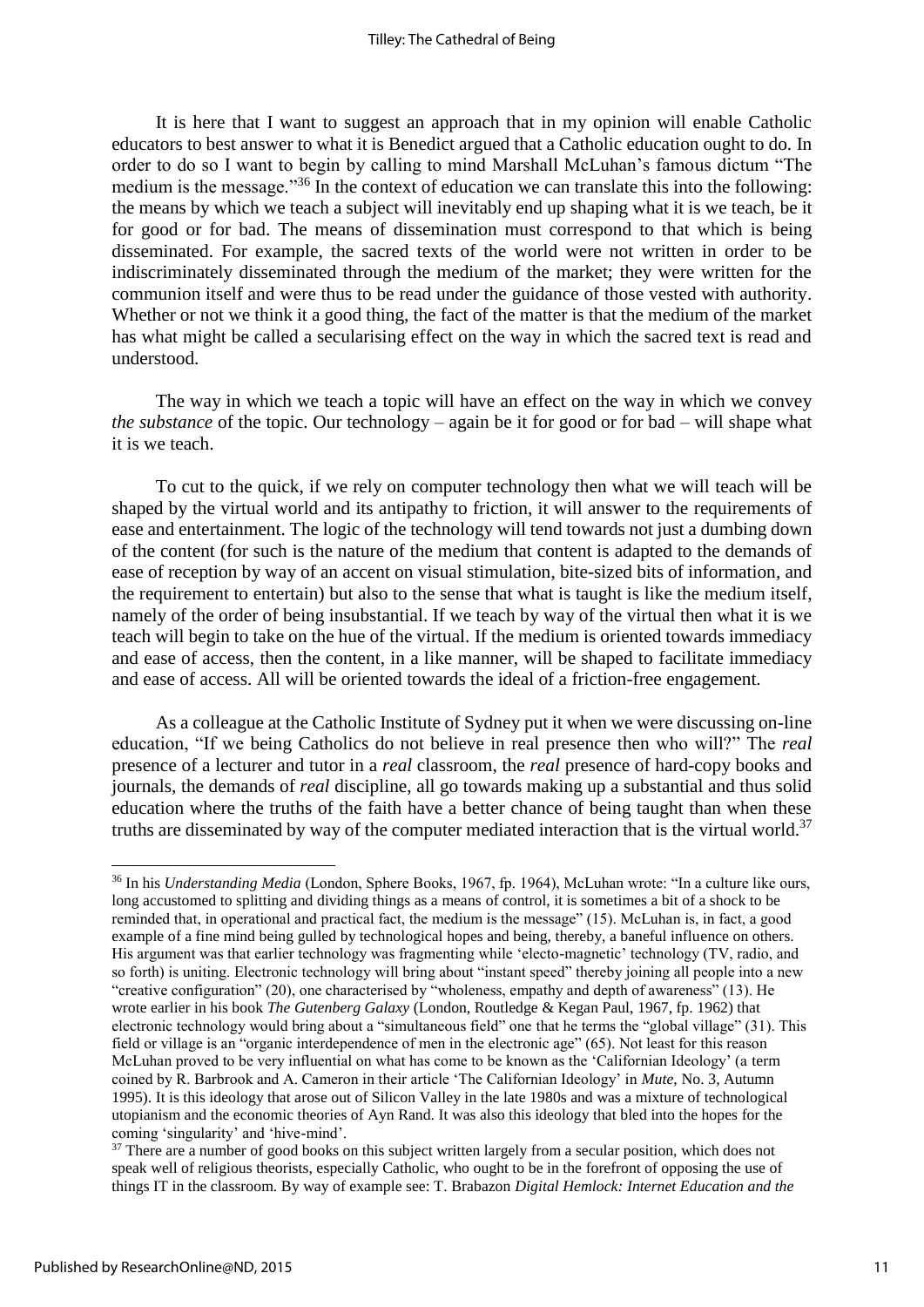It is here that I want to suggest an approach that in my opinion will enable Catholic educators to best answer to what it is Benedict argued that a Catholic education ought to do. In order to do so I want to begin by calling to mind Marshall McLuhan's famous dictum "The medium is the message."[36] In the context of education we can translate this into the following: the means by which we teach a subject will inevitably end up shaping what it is we teach, be it for good or for bad. The means of dissemination must correspond to that which is being disseminated. For example, the sacred texts of the world were not written in order to be indiscriminately disseminated through the medium of the market; they were written for the communion itself and were thus to be read under the guidance of those vested with authority. Whether or not we think it a good thing, the fact of the matter is that the medium of the market has what might be called a secularising effect on the way in which the sacred text is read and understood.

The way in which we teach a topic will have an effect on the way in which we convey *the substance* of the topic. Our technology – again be it for good or for bad – will shape what it is we teach.

To cut to the quick, if we rely on computer technology then what we will teach will be shaped by the virtual world and its antipathy to friction, it will answer to the requirements of ease and entertainment. The logic of the technology will tend towards not just a dumbing down of the content (for such is the nature of the medium that content is adapted to the demands of ease of reception by way of an accent on visual stimulation, bite-sized bits of information, and the requirement to entertain) but also to the sense that what is taught is like the medium itself, namely of the order of being insubstantial. If we teach by way of the virtual then what it is we teach will begin to take on the hue of the virtual. If the medium is oriented towards immediacy and ease of access, then the content, in a like manner, will be shaped to facilitate immediacy and ease of access. All will be oriented towards the ideal of a friction-free engagement.

As a colleague at the Catholic Institute of Sydney put it when we were discussing on-line education, "If we being Catholics do not believe in real presence then who will?" The *real* presence of a lecturer and tutor in a *real* classroom, the *real* presence of hard-copy books and journals, the demands of *real* discipline, all go towards making up a substantial and thus solid education where the truths of the faith have a better chance of being taught than when these truths are disseminated by way of the computer mediated interaction that is the virtual world.[37]

---

[36] In his *Understanding Media* (London, Sphere Books, 1967, fp. 1964), McLuhan wrote: "In a culture like ours, long accustomed to splitting and dividing things as a means of control, it is sometimes a bit of a shock to be reminded that, in operational and practical fact, the medium is the message" (15). McLuhan is, in fact, a good example of a fine mind being gulled by technological hopes and being, thereby, a baneful influence on others. His argument was that earlier technology was fragmenting while 'electo-magnetic' technology (TV, radio, and so forth) is uniting. Electronic technology will bring about "instant speed" thereby joining all people into a new "creative configuration" (20), one characterised by "wholeness, empathy and depth of awareness" (13). He wrote earlier in his book *The Gutenberg Galaxy* (London, Routledge & Kegan Paul, 1967, fp. 1962) that electronic technology would bring about a "simultaneous field" one that he terms the "global village" (31). This field or village is an "organic interdependence of men in the electronic age" (65). Not least for this reason McLuhan proved to be very influential on what has come to be known as the 'Californian Ideology' (a term coined by R. Barbrook and A. Cameron in their article 'The Californian Ideology' in *Mute*, No. 3, Autumn 1995). It is this ideology that arose out of Silicon Valley in the late 1980s and was a mixture of technological utopianism and the economic theories of Ayn Rand. It was also this ideology that bled into the hopes for the coming 'singularity' and 'hive-mind'.

[37] There are a number of good books on this subject written largely from a secular position, which does not speak well of religious theorists, especially Catholic, who ought to be in the forefront of opposing the use of things IT in the classroom. By way of example see: T. Brabazon *Digital Hemlock: Internet Education and the*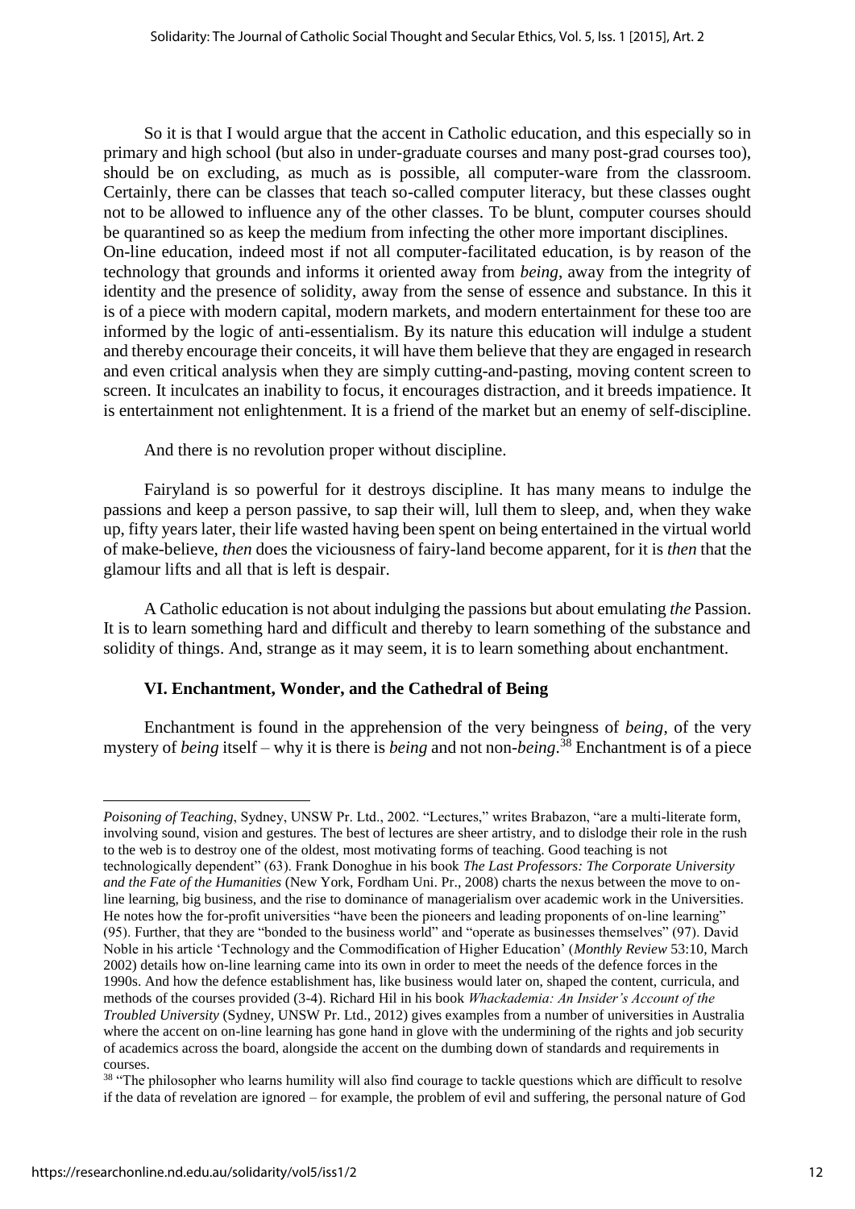So it is that I would argue that the accent in Catholic education, and this especially so in primary and high school (but also in under-graduate courses and many post-grad courses too), should be on excluding, as much as is possible, all computer-ware from the classroom. Certainly, there can be classes that teach so-called computer literacy, but these classes ought not to be allowed to influence any of the other classes. To be blunt, computer courses should be quarantined so as keep the medium from infecting the other more important disciplines. On-line education, indeed most if not all computer-facilitated education, is by reason of the technology that grounds and informs it oriented away from *being*, away from the integrity of identity and the presence of solidity, away from the sense of essence and substance. In this it is of a piece with modern capital, modern markets, and modern entertainment for these too are informed by the logic of anti-essentialism. By its nature this education will indulge a student and thereby encourage their conceits, it will have them believe that they are engaged in research and even critical analysis when they are simply cutting-and-pasting, moving content screen to screen. It inculcates an inability to focus, it encourages distraction, and it breeds impatience. It is entertainment not enlightenment. It is a friend of the market but an enemy of self-discipline.

And there is no revolution proper without discipline.

Fairyland is so powerful for it destroys discipline. It has many means to indulge the passions and keep a person passive, to sap their will, lull them to sleep, and, when they wake up, fifty years later, their life wasted having been spent on being entertained in the virtual world of make-believe, *then* does the viciousness of fairy-land become apparent, for it is *then* that the glamour lifts and all that is left is despair.

A Catholic education is not about indulging the passions but about emulating *the* Passion. It is to learn something hard and difficult and thereby to learn something of the substance and solidity of things. And, strange as it may seem, it is to learn something about enchantment.

### VI. Enchantment, Wonder, and the Cathedral of Being

Enchantment is found in the apprehension of the very beingness of *being*, of the very mystery of *being* itself – why it is there is *being* and not non-*being*.[38] Enchantment is of a piece

---

*Poisoning of Teaching*, Sydney, UNSW Pr. Ltd., 2002. "Lectures," writes Brabazon, "are a multi-literate form, involving sound, vision and gestures. The best of lectures are sheer artistry, and to dislodge their role in the rush to the web is to destroy one of the oldest, most motivating forms of teaching. Good teaching is not technologically dependent" (63). Frank Donoghue in his book *The Last Professors: The Corporate University and the Fate of the Humanities* (New York, Fordham Uni. Pr., 2008) charts the nexus between the move to on-line learning, big business, and the rise to dominance of managerialism over academic work in the Universities. He notes how the for-profit universities "have been the pioneers and leading proponents of on-line learning" (95). Further, that they are "bonded to the business world" and "operate as businesses themselves" (97). David Noble in his article 'Technology and the Commodification of Higher Education' (*Monthly Review* 53:10, March 2002) details how on-line learning came into its own in order to meet the needs of the defence forces in the 1990s. And how the defence establishment has, like business would later on, shaped the content, curricula, and methods of the courses provided (3-4). Richard Hil in his book *Whackademia: An Insider's Account of the Troubled University* (Sydney, UNSW Pr. Ltd., 2012) gives examples from a number of universities in Australia where the accent on on-line learning has gone hand in glove with the undermining of the rights and job security of academics across the board, alongside the accent on the dumbing down of standards and requirements in courses.

[38] "The philosopher who learns humility will also find courage to tackle questions which are difficult to resolve if the data of revelation are ignored – for example, the problem of evil and suffering, the personal nature of God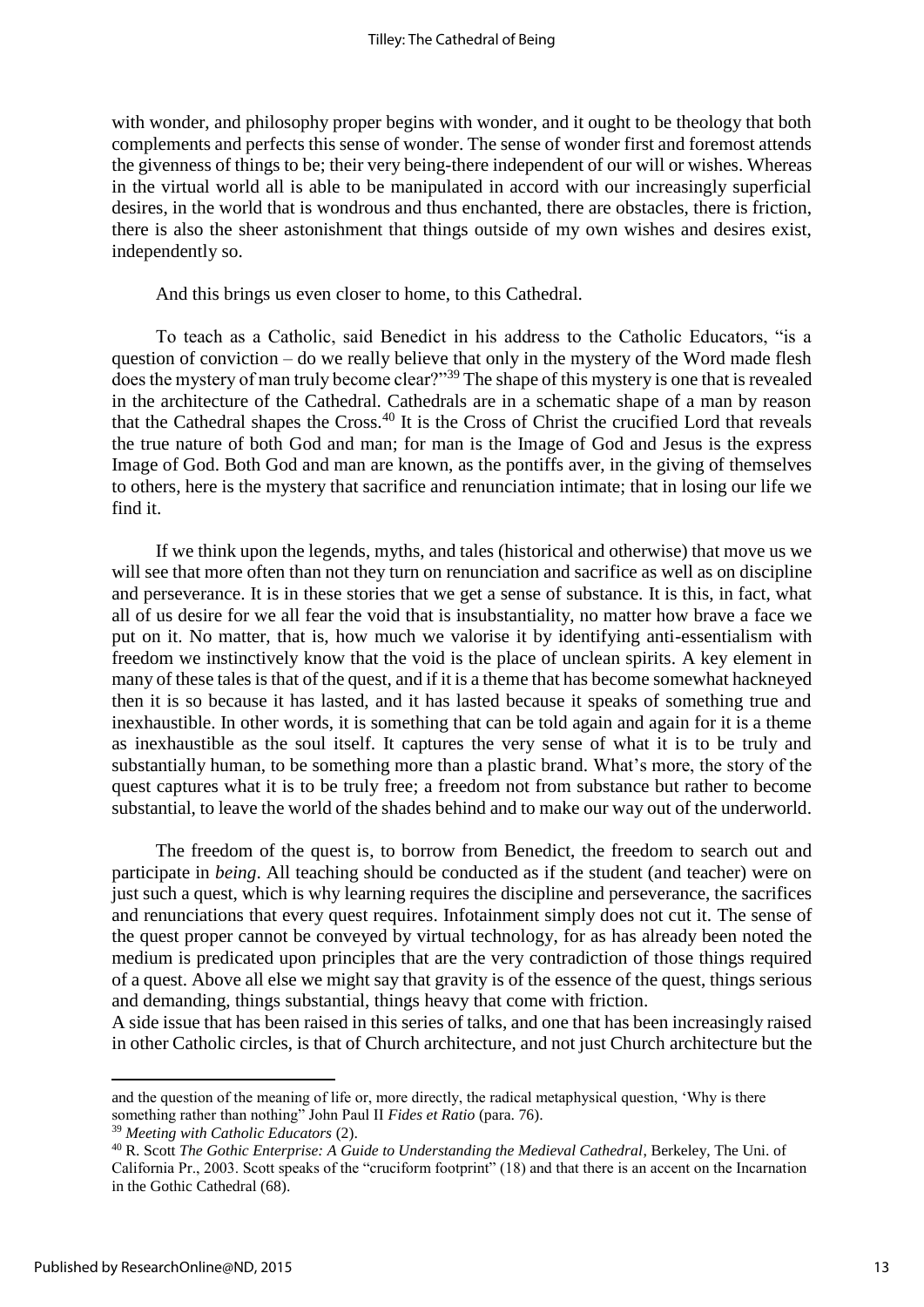with wonder, and philosophy proper begins with wonder, and it ought to be theology that both complements and perfects this sense of wonder. The sense of wonder first and foremost attends the givenness of things to be; their very being-there independent of our will or wishes. Whereas in the virtual world all is able to be manipulated in accord with our increasingly superficial desires, in the world that is wondrous and thus enchanted, there are obstacles, there is friction, there is also the sheer astonishment that things outside of my own wishes and desires exist, independently so.

And this brings us even closer to home, to this Cathedral.

To teach as a Catholic, said Benedict in his address to the Catholic Educators, "is a question of conviction – do we really believe that only in the mystery of the Word made flesh does the mystery of man truly become clear?"[39] The shape of this mystery is one that is revealed in the architecture of the Cathedral. Cathedrals are in a schematic shape of a man by reason that the Cathedral shapes the Cross.[40] It is the Cross of Christ the crucified Lord that reveals the true nature of both God and man; for man is the Image of God and Jesus is the express Image of God. Both God and man are known, as the pontiffs aver, in the giving of themselves to others, here is the mystery that sacrifice and renunciation intimate; that in losing our life we find it.

If we think upon the legends, myths, and tales (historical and otherwise) that move us we will see that more often than not they turn on renunciation and sacrifice as well as on discipline and perseverance. It is in these stories that we get a sense of substance. It is this, in fact, what all of us desire for we all fear the void that is insubstantiality, no matter how brave a face we put on it. No matter, that is, how much we valorise it by identifying anti-essentialism with freedom we instinctively know that the void is the place of unclean spirits. A key element in many of these tales is that of the quest, and if it is a theme that has become somewhat hackneyed then it is so because it has lasted, and it has lasted because it speaks of something true and inexhaustible. In other words, it is something that can be told again and again for it is a theme as inexhaustible as the soul itself. It captures the very sense of what it is to be truly and substantially human, to be something more than a plastic brand. What's more, the story of the quest captures what it is to be truly free; a freedom not from substance but rather to become substantial, to leave the world of the shades behind and to make our way out of the underworld.

The freedom of the quest is, to borrow from Benedict, the freedom to search out and participate in *being*. All teaching should be conducted as if the student (and teacher) were on just such a quest, which is why learning requires the discipline and perseverance, the sacrifices and renunciations that every quest requires. Infotainment simply does not cut it. The sense of the quest proper cannot be conveyed by virtual technology, for as has already been noted the medium is predicated upon principles that are the very contradiction of those things required of a quest. Above all else we might say that gravity is of the essence of the quest, things serious and demanding, things substantial, things heavy that come with friction.

A side issue that has been raised in this series of talks, and one that has been increasingly raised in other Catholic circles, is that of Church architecture, and not just Church architecture but the

---

and the question of the meaning of life or, more directly, the radical metaphysical question, 'Why is there something rather than nothing" John Paul II *Fides et Ratio* (para. 76).

[39] *Meeting with Catholic Educators* (2).

[40] R. Scott *The Gothic Enterprise: A Guide to Understanding the Medieval Cathedral*, Berkeley, The Uni. of California Pr., 2003. Scott speaks of the "cruciform footprint" (18) and that there is an accent on the Incarnation in the Gothic Cathedral (68).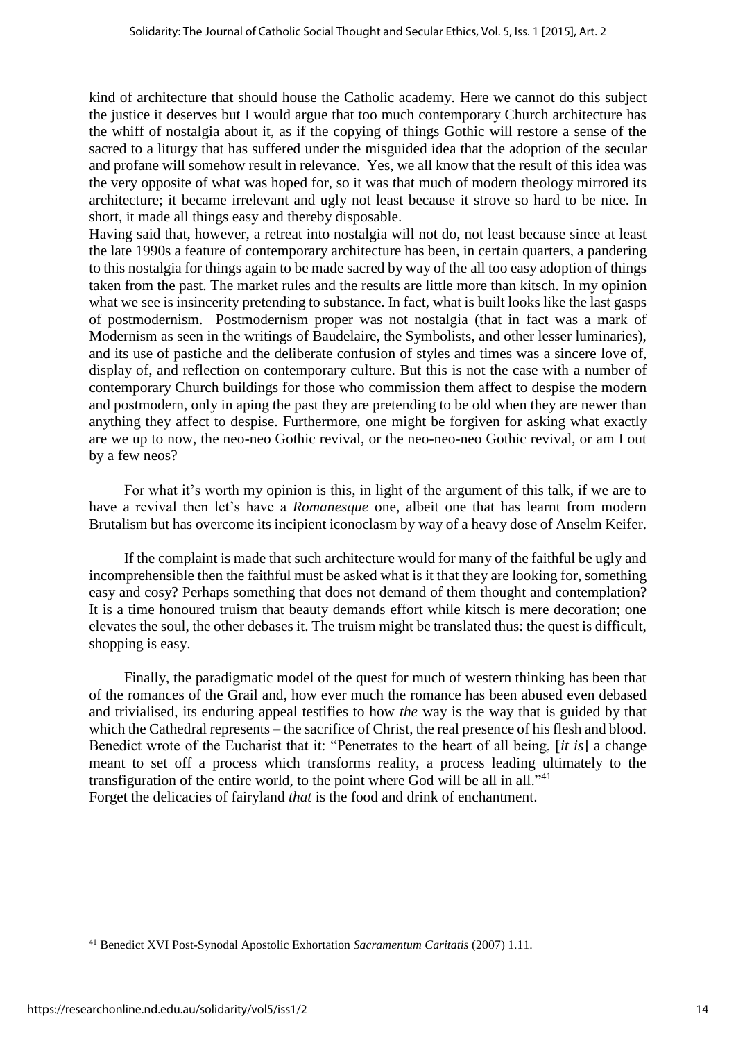kind of architecture that should house the Catholic academy. Here we cannot do this subject the justice it deserves but I would argue that too much contemporary Church architecture has the whiff of nostalgia about it, as if the copying of things Gothic will restore a sense of the sacred to a liturgy that has suffered under the misguided idea that the adoption of the secular and profane will somehow result in relevance. Yes, we all know that the result of this idea was the very opposite of what was hoped for, so it was that much of modern theology mirrored its architecture; it became irrelevant and ugly not least because it strove so hard to be nice. In short, it made all things easy and thereby disposable.

Having said that, however, a retreat into nostalgia will not do, not least because since at least the late 1990s a feature of contemporary architecture has been, in certain quarters, a pandering to this nostalgia for things again to be made sacred by way of the all too easy adoption of things taken from the past. The market rules and the results are little more than kitsch. In my opinion what we see is insincerity pretending to substance. In fact, what is built looks like the last gasps of postmodernism. Postmodernism proper was not nostalgia (that in fact was a mark of Modernism as seen in the writings of Baudelaire, the Symbolists, and other lesser luminaries), and its use of pastiche and the deliberate confusion of styles and times was a sincere love of, display of, and reflection on contemporary culture. But this is not the case with a number of contemporary Church buildings for those who commission them affect to despise the modern and postmodern, only in aping the past they are pretending to be old when they are newer than anything they affect to despise. Furthermore, one might be forgiven for asking what exactly are we up to now, the neo-neo Gothic revival, or the neo-neo-neo Gothic revival, or am I out by a few neos?

For what it's worth my opinion is this, in light of the argument of this talk, if we are to have a revival then let's have a *Romanesque* one, albeit one that has learnt from modern Brutalism but has overcome its incipient iconoclasm by way of a heavy dose of Anselm Keifer.

If the complaint is made that such architecture would for many of the faithful be ugly and incomprehensible then the faithful must be asked what is it that they are looking for, something easy and cosy? Perhaps something that does not demand of them thought and contemplation? It is a time honoured truism that beauty demands effort while kitsch is mere decoration; one elevates the soul, the other debases it. The truism might be translated thus: the quest is difficult, shopping is easy.

Finally, the paradigmatic model of the quest for much of western thinking has been that of the romances of the Grail and, how ever much the romance has been abused even debased and trivialised, its enduring appeal testifies to how *the* way is the way that is guided by that which the Cathedral represents – the sacrifice of Christ, the real presence of his flesh and blood. Benedict wrote of the Eucharist that it: "Penetrates to the heart of all being, [*it is*] a change meant to set off a process which transforms reality, a process leading ultimately to the transfiguration of the entire world, to the point where God will be all in all."[41]

Forget the delicacies of fairyland *that* is the food and drink of enchantment.

---

[41] Benedict XVI Post-Synodal Apostolic Exhortation *Sacramentum Caritatis* (2007) 1.11.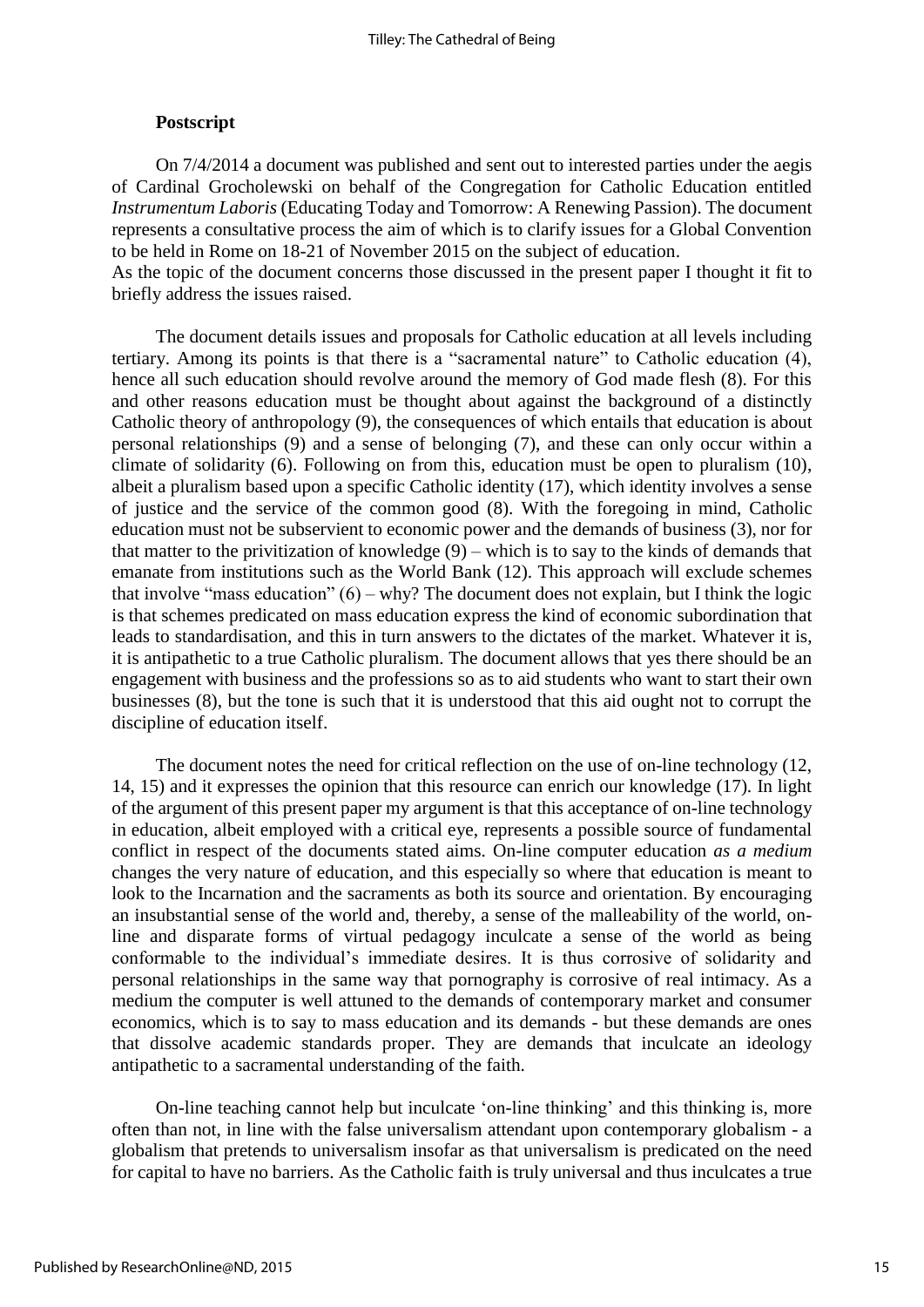**Postscript**

On 7/4/2014 a document was published and sent out to interested parties under the aegis of Cardinal Grocholewski on behalf of the Congregation for Catholic Education entitled *Instrumentum Laboris* (Educating Today and Tomorrow: A Renewing Passion). The document represents a consultative process the aim of which is to clarify issues for a Global Convention to be held in Rome on 18-21 of November 2015 on the subject of education.
As the topic of the document concerns those discussed in the present paper I thought it fit to briefly address the issues raised.

The document details issues and proposals for Catholic education at all levels including tertiary. Among its points is that there is a "sacramental nature" to Catholic education (4), hence all such education should revolve around the memory of God made flesh (8). For this and other reasons education must be thought about against the background of a distinctly Catholic theory of anthropology (9), the consequences of which entails that education is about personal relationships (9) and a sense of belonging (7), and these can only occur within a climate of solidarity (6). Following on from this, education must be open to pluralism (10), albeit a pluralism based upon a specific Catholic identity (17), which identity involves a sense of justice and the service of the common good (8). With the foregoing in mind, Catholic education must not be subservient to economic power and the demands of business (3), nor for that matter to the privitization of knowledge (9) – which is to say to the kinds of demands that emanate from institutions such as the World Bank (12). This approach will exclude schemes that involve "mass education" (6) – why? The document does not explain, but I think the logic is that schemes predicated on mass education express the kind of economic subordination that leads to standardisation, and this in turn answers to the dictates of the market. Whatever it is, it is antipathetic to a true Catholic pluralism. The document allows that yes there should be an engagement with business and the professions so as to aid students who want to start their own businesses (8), but the tone is such that it is understood that this aid ought not to corrupt the discipline of education itself.

The document notes the need for critical reflection on the use of on-line technology (12, 14, 15) and it expresses the opinion that this resource can enrich our knowledge (17). In light of the argument of this present paper my argument is that this acceptance of on-line technology in education, albeit employed with a critical eye, represents a possible source of fundamental conflict in respect of the documents stated aims. On-line computer education *as a medium* changes the very nature of education, and this especially so where that education is meant to look to the Incarnation and the sacraments as both its source and orientation. By encouraging an insubstantial sense of the world and, thereby, a sense of the malleability of the world, on-line and disparate forms of virtual pedagogy inculcate a sense of the world as being conformable to the individual's immediate desires. It is thus corrosive of solidarity and personal relationships in the same way that pornography is corrosive of real intimacy. As a medium the computer is well attuned to the demands of contemporary market and consumer economics, which is to say to mass education and its demands - but these demands are ones that dissolve academic standards proper. They are demands that inculcate an ideology antipathetic to a sacramental understanding of the faith.

On-line teaching cannot help but inculcate 'on-line thinking' and this thinking is, more often than not, in line with the false universalism attendant upon contemporary globalism - a globalism that pretends to universalism insofar as that universalism is predicated on the need for capital to have no barriers. As the Catholic faith is truly universal and thus inculcates a true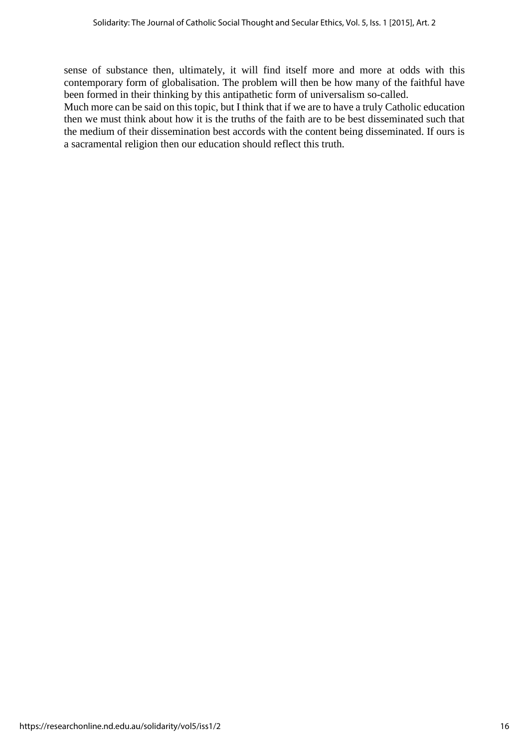sense of substance then, ultimately, it will find itself more and more at odds with this contemporary form of globalisation. The problem will then be how many of the faithful have been formed in their thinking by this antipathetic form of universalism so-called.

Much more can be said on this topic, but I think that if we are to have a truly Catholic education then we must think about how it is the truths of the faith are to be best disseminated such that the medium of their dissemination best accords with the content being disseminated. If ours is a sacramental religion then our education should reflect this truth.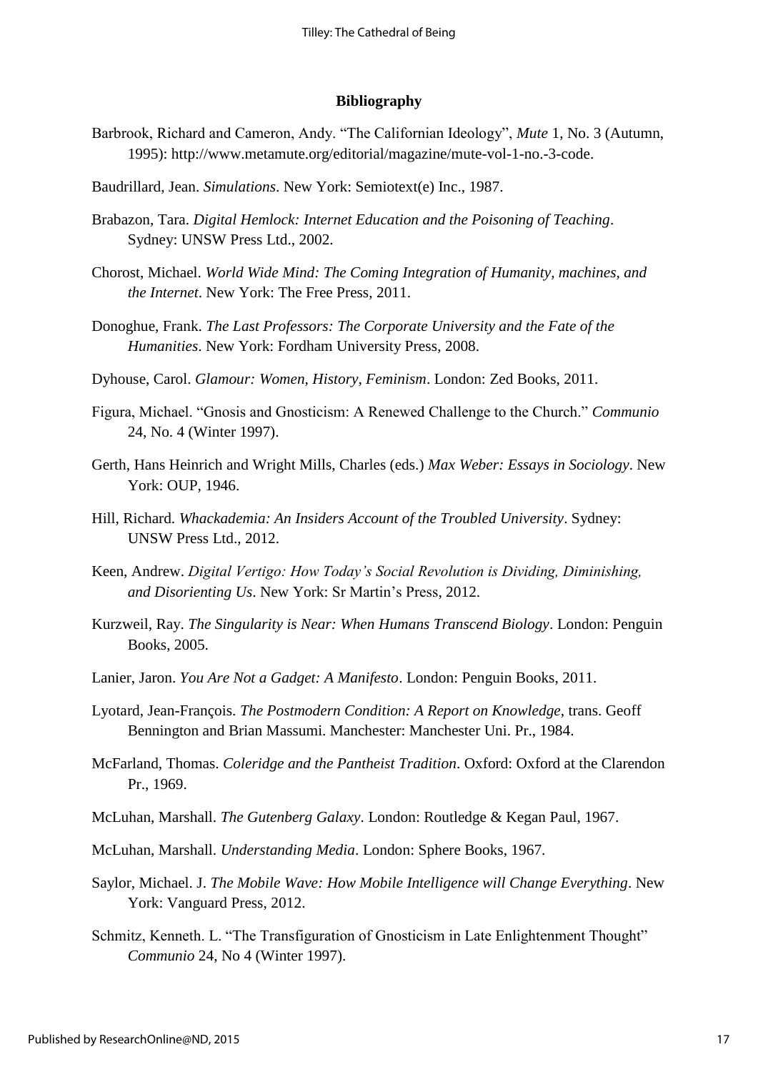## Bibliography

Barbrook, Richard and Cameron, Andy. "The Californian Ideology", *Mute* 1, No. 3 (Autumn, 1995): http://www.metamute.org/editorial/magazine/mute-vol-1-no.-3-code.

Baudrillard, Jean. *Simulations*. New York: Semiotext(e) Inc., 1987.

Brabazon, Tara. *Digital Hemlock: Internet Education and the Poisoning of Teaching*. Sydney: UNSW Press Ltd., 2002.

Chorost, Michael. *World Wide Mind: The Coming Integration of Humanity, machines, and the Internet*. New York: The Free Press, 2011.

Donoghue, Frank. *The Last Professors: The Corporate University and the Fate of the Humanities*. New York: Fordham University Press, 2008.

Dyhouse, Carol. *Glamour: Women, History, Feminism*. London: Zed Books, 2011.

Figura, Michael. "Gnosis and Gnosticism: A Renewed Challenge to the Church." *Communio* 24, No. 4 (Winter 1997).

Gerth, Hans Heinrich and Wright Mills, Charles (eds.) *Max Weber: Essays in Sociology*. New York: OUP, 1946.

Hill, Richard. *Whackademia: An Insiders Account of the Troubled University*. Sydney: UNSW Press Ltd., 2012.

Keen, Andrew. *Digital Vertigo: How Today's Social Revolution is Dividing, Diminishing, and Disorienting Us*. New York: Sr Martin's Press, 2012.

Kurzweil, Ray. *The Singularity is Near: When Humans Transcend Biology*. London: Penguin Books, 2005.

Lanier, Jaron. *You Are Not a Gadget: A Manifesto*. London: Penguin Books, 2011.

Lyotard, Jean-François. *The Postmodern Condition: A Report on Knowledge*, trans. Geoff Bennington and Brian Massumi. Manchester: Manchester Uni. Pr., 1984.

McFarland, Thomas. *Coleridge and the Pantheist Tradition*. Oxford: Oxford at the Clarendon Pr., 1969.

McLuhan, Marshall. *The Gutenberg Galaxy*. London: Routledge & Kegan Paul, 1967.

McLuhan, Marshall. *Understanding Media*. London: Sphere Books, 1967.

Saylor, Michael. J. *The Mobile Wave: How Mobile Intelligence will Change Everything*. New York: Vanguard Press, 2012.

Schmitz, Kenneth. L. "The Transfiguration of Gnosticism in Late Enlightenment Thought" *Communio* 24, No 4 (Winter 1997).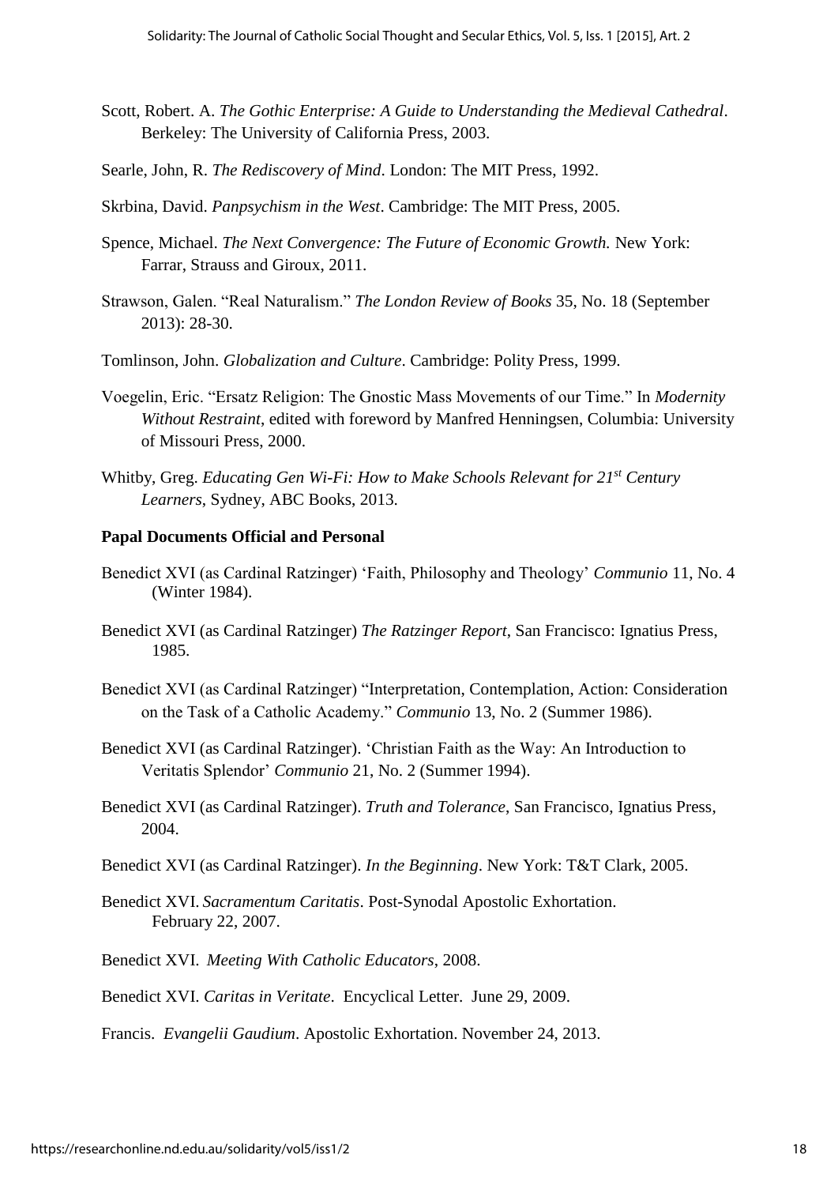Scott, Robert. A. *The Gothic Enterprise: A Guide to Understanding the Medieval Cathedral*. Berkeley: The University of California Press, 2003.

Searle, John, R. *The Rediscovery of Mind*. London: The MIT Press, 1992.

Skrbina, David. *Panpsychism in the West*. Cambridge: The MIT Press, 2005.

Spence, Michael. *The Next Convergence: The Future of Economic Growth.* New York: Farrar, Strauss and Giroux, 2011.

Strawson, Galen. "Real Naturalism." *The London Review of Books* 35, No. 18 (September 2013): 28-30.

Tomlinson, John. *Globalization and Culture*. Cambridge: Polity Press, 1999.

Voegelin, Eric. "Ersatz Religion: The Gnostic Mass Movements of our Time." In *Modernity Without Restraint*, edited with foreword by Manfred Henningsen, Columbia: University of Missouri Press, 2000.

Whitby, Greg. *Educating Gen Wi-Fi: How to Make Schools Relevant for 21st Century Learners*, Sydney, ABC Books, 2013.

**Papal Documents Official and Personal**

Benedict XVI (as Cardinal Ratzinger) 'Faith, Philosophy and Theology' *Communio* 11, No. 4 (Winter 1984).

Benedict XVI (as Cardinal Ratzinger) *The Ratzinger Report*, San Francisco: Ignatius Press, 1985.

Benedict XVI (as Cardinal Ratzinger) "Interpretation, Contemplation, Action: Consideration on the Task of a Catholic Academy." *Communio* 13, No. 2 (Summer 1986).

Benedict XVI (as Cardinal Ratzinger). 'Christian Faith as the Way: An Introduction to Veritatis Splendor' *Communio* 21, No. 2 (Summer 1994).

Benedict XVI (as Cardinal Ratzinger). *Truth and Tolerance*, San Francisco, Ignatius Press, 2004.

Benedict XVI (as Cardinal Ratzinger). *In the Beginning*. New York: T&T Clark, 2005.

Benedict XVI. *Sacramentum Caritatis*. Post-Synodal Apostolic Exhortation. February 22, 2007.

Benedict XVI. *Meeting With Catholic Educators*, 2008.

Benedict XVI. *Caritas in Veritate*. Encyclical Letter. June 29, 2009.

Francis. *Evangelii Gaudium*. Apostolic Exhortation. November 24, 2013.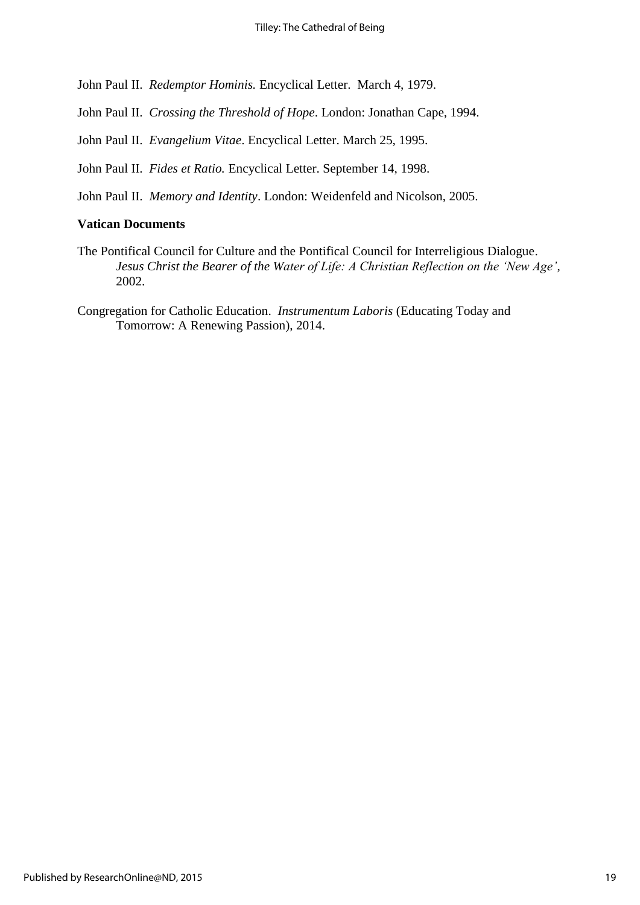John Paul II. *Redemptor Hominis.* Encyclical Letter. March 4, 1979.

John Paul II. *Crossing the Threshold of Hope*. London: Jonathan Cape, 1994.

John Paul II. *Evangelium Vitae*. Encyclical Letter. March 25, 1995.

John Paul II. *Fides et Ratio.* Encyclical Letter. September 14, 1998.

John Paul II. *Memory and Identity*. London: Weidenfeld and Nicolson, 2005.

**Vatican Documents**

The Pontifical Council for Culture and the Pontifical Council for Interreligious Dialogue. *Jesus Christ the Bearer of the Water of Life: A Christian Reflection on the 'New Age'*, 2002.

Congregation for Catholic Education. *Instrumentum Laboris* (Educating Today and Tomorrow: A Renewing Passion), 2014.